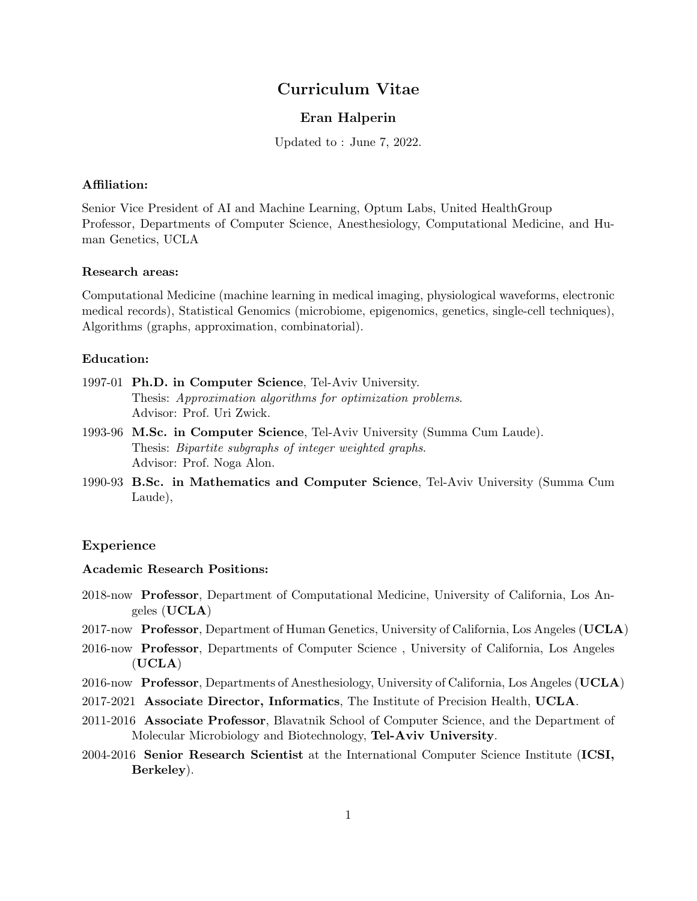# Curriculum Vitae

## Eran Halperin

Updated to : June 7, 2022.

### Affiliation:

Senior Vice President of AI and Machine Learning, Optum Labs, United HealthGroup
Professor, Departments of Computer Science, Anesthesiology, Computational Medicine, and Human Genetics, UCLA

### Research areas:

Computational Medicine (machine learning in medical imaging, physiological waveforms, electronic medical records), Statistical Genomics (microbiome, epigenomics, genetics, single-cell techniques), Algorithms (graphs, approximation, combinatorial).

### Education:

- 1997-01 **Ph.D. in Computer Science**, Tel-Aviv University.
  Thesis: *Approximation algorithms for optimization problems*.
  Advisor: Prof. Uri Zwick.
- 1993-96 **M.Sc. in Computer Science**, Tel-Aviv University (Summa Cum Laude).
  Thesis: *Bipartite subgraphs of integer weighted graphs*.
  Advisor: Prof. Noga Alon.
- 1990-93 **B.Sc. in Mathematics and Computer Science**, Tel-Aviv University (Summa Cum Laude),

## Experience

### Academic Research Positions:

- 2018-now **Professor**, Department of Computational Medicine, University of California, Los Angeles (**UCLA**)
- 2017-now **Professor**, Department of Human Genetics, University of California, Los Angeles (**UCLA**)
- 2016-now **Professor**, Departments of Computer Science , University of California, Los Angeles (**UCLA**)
- 2016-now **Professor**, Departments of Anesthesiology, University of California, Los Angeles (**UCLA**)
- 2017-2021 **Associate Director, Informatics**, The Institute of Precision Health, **UCLA**.
- 2011-2016 **Associate Professor**, Blavatnik School of Computer Science, and the Department of Molecular Microbiology and Biotechnology, **Tel-Aviv University**.
- 2004-2016 **Senior Research Scientist** at the International Computer Science Institute (**ICSI, Berkeley**).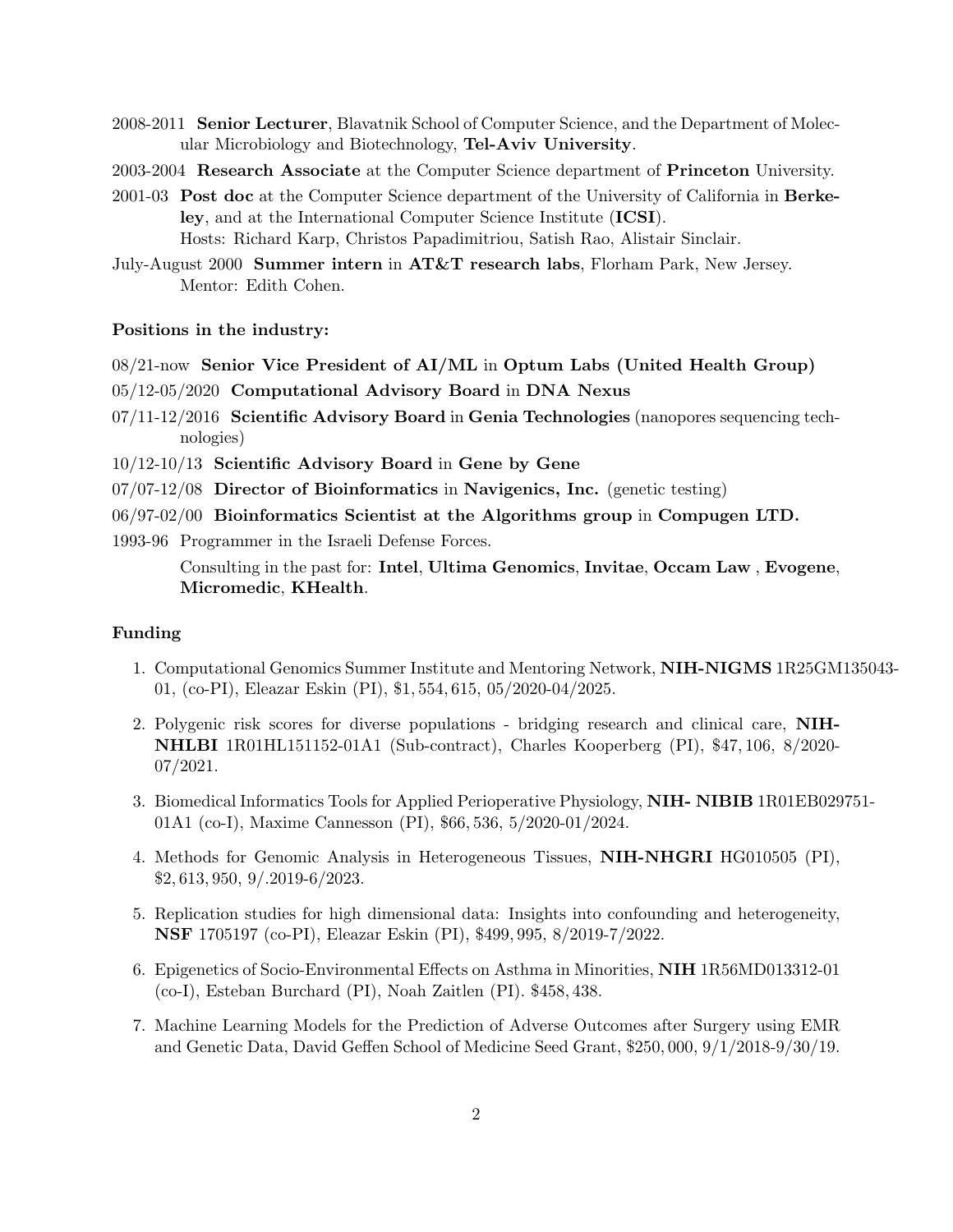2008-2011 **Senior Lecturer**, Blavatnik School of Computer Science, and the Department of Molecular Microbiology and Biotechnology, **Tel-Aviv University**.

2003-2004 **Research Associate** at the Computer Science department of **Princeton** University.

2001-03 **Post doc** at the Computer Science department of the University of California in **Berkeley**, and at the International Computer Science Institute (**ICSI**).
Hosts: Richard Karp, Christos Papadimitriou, Satish Rao, Alistair Sinclair.

July-August 2000 **Summer intern** in **AT&T research labs**, Florham Park, New Jersey.
Mentor: Edith Cohen.

**Positions in the industry:**

08/21-now **Senior Vice President of AI/ML** in **Optum Labs (United Health Group)**

05/12-05/2020 **Computational Advisory Board** in **DNA Nexus**

07/11-12/2016 **Scientific Advisory Board** in **Genia Technologies** (nanopores sequencing technologies)

10/12-10/13 **Scientific Advisory Board** in **Gene by Gene**

07/07-12/08 **Director of Bioinformatics** in **Navigenics, Inc.** (genetic testing)

06/97-02/00 **Bioinformatics Scientist at the Algorithms group** in **Compugen LTD.**

1993-96 Programmer in the Israeli Defense Forces.

Consulting in the past for: **Intel**, **Ultima Genomics**, **Invitae**, **Occam Law** , **Evogene**, **Micromedic**, **KHealth**.

**Funding**

1. Computational Genomics Summer Institute and Mentoring Network, **NIH-NIGMS** 1R25GM135043-01, (co-PI), Eleazar Eskin (PI), $1,554,615, 05/2020-04/2025.

2. Polygenic risk scores for diverse populations - bridging research and clinical care, **NIH-NHLBI** 1R01HL151152-01A1 (Sub-contract), Charles Kooperberg (PI), $47,106, 8/2020-07/2021.

3. Biomedical Informatics Tools for Applied Perioperative Physiology, **NIH- NIBIB** 1R01EB029751-01A1 (co-I), Maxime Cannesson (PI), $66,536, 5/2020-01/2024.

4. Methods for Genomic Analysis in Heterogeneous Tissues, **NIH-NHGRI** HG010505 (PI), $2,613,950, 9/.2019-6/2023.

5. Replication studies for high dimensional data: Insights into confounding and heterogeneity, **NSF** 1705197 (co-PI), Eleazar Eskin (PI), $499,995, 8/2019-7/2022.

6. Epigenetics of Socio-Environmental Effects on Asthma in Minorities, **NIH** 1R56MD013312-01 (co-I), Esteban Burchard (PI), Noah Zaitlen (PI). $458,438.

7. Machine Learning Models for the Prediction of Adverse Outcomes after Surgery using EMR and Genetic Data, David Geffen School of Medicine Seed Grant, $250,000, 9/1/2018-9/30/19.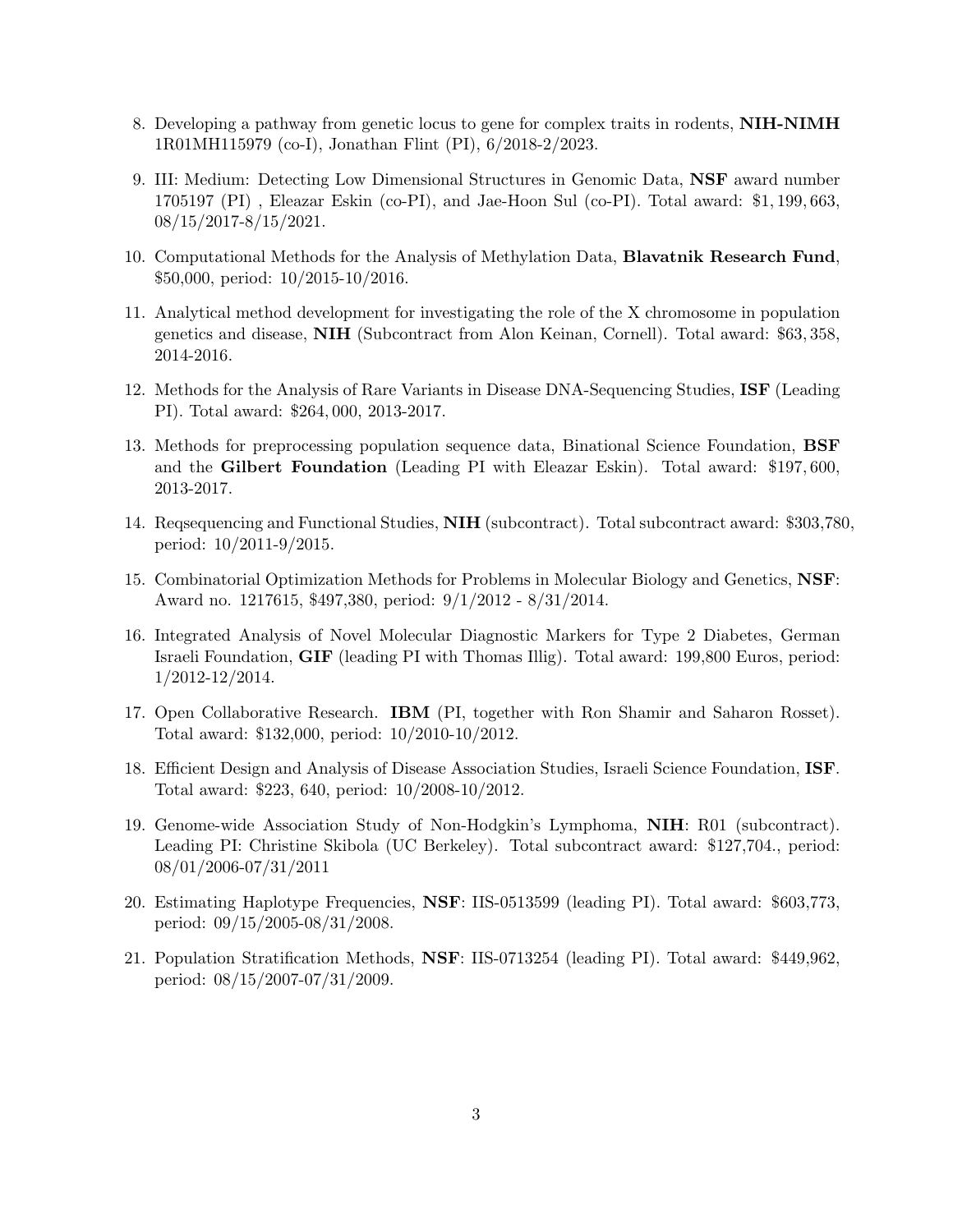8. Developing a pathway from genetic locus to gene for complex traits in rodents, **NIH-NIMH** 1R01MH115979 (co-I), Jonathan Flint (PI), 6/2018-2/2023.

9. III: Medium: Detecting Low Dimensional Structures in Genomic Data, **NSF** award number 1705197 (PI) , Eleazar Eskin (co-PI), and Jae-Hoon Sul (co-PI). Total award: $1,199,663, 08/15/2017-8/15/2021.

10. Computational Methods for the Analysis of Methylation Data, **Blavatnik Research Fund**, $50,000, period: 10/2015-10/2016.

11. Analytical method development for investigating the role of the X chromosome in population genetics and disease, **NIH** (Subcontract from Alon Keinan, Cornell). Total award: $63,358, 2014-2016.

12. Methods for the Analysis of Rare Variants in Disease DNA-Sequencing Studies, **ISF** (Leading PI). Total award: $264,000, 2013-2017.

13. Methods for preprocessing population sequence data, Binational Science Foundation, **BSF** and the **Gilbert Foundation** (Leading PI with Eleazar Eskin). Total award: $197,600, 2013-2017.

14. Reqsequencing and Functional Studies, **NIH** (subcontract). Total subcontract award: $303,780, period: 10/2011-9/2015.

15. Combinatorial Optimization Methods for Problems in Molecular Biology and Genetics, **NSF**: Award no. 1217615, $497,380, period: 9/1/2012 - 8/31/2014.

16. Integrated Analysis of Novel Molecular Diagnostic Markers for Type 2 Diabetes, German Israeli Foundation, **GIF** (leading PI with Thomas Illig). Total award: 199,800 Euros, period: 1/2012-12/2014.

17. Open Collaborative Research. **IBM** (PI, together with Ron Shamir and Saharon Rosset). Total award: $132,000, period: 10/2010-10/2012.

18. Efficient Design and Analysis of Disease Association Studies, Israeli Science Foundation, **ISF**. Total award: $223, 640, period: 10/2008-10/2012.

19. Genome-wide Association Study of Non-Hodgkin's Lymphoma, **NIH**: R01 (subcontract). Leading PI: Christine Skibola (UC Berkeley). Total subcontract award: $127,704., period: 08/01/2006-07/31/2011

20. Estimating Haplotype Frequencies, **NSF**: IIS-0513599 (leading PI). Total award: $603,773, period: 09/15/2005-08/31/2008.

21. Population Stratification Methods, **NSF**: IIS-0713254 (leading PI). Total award: $449,962, period: 08/15/2007-07/31/2009.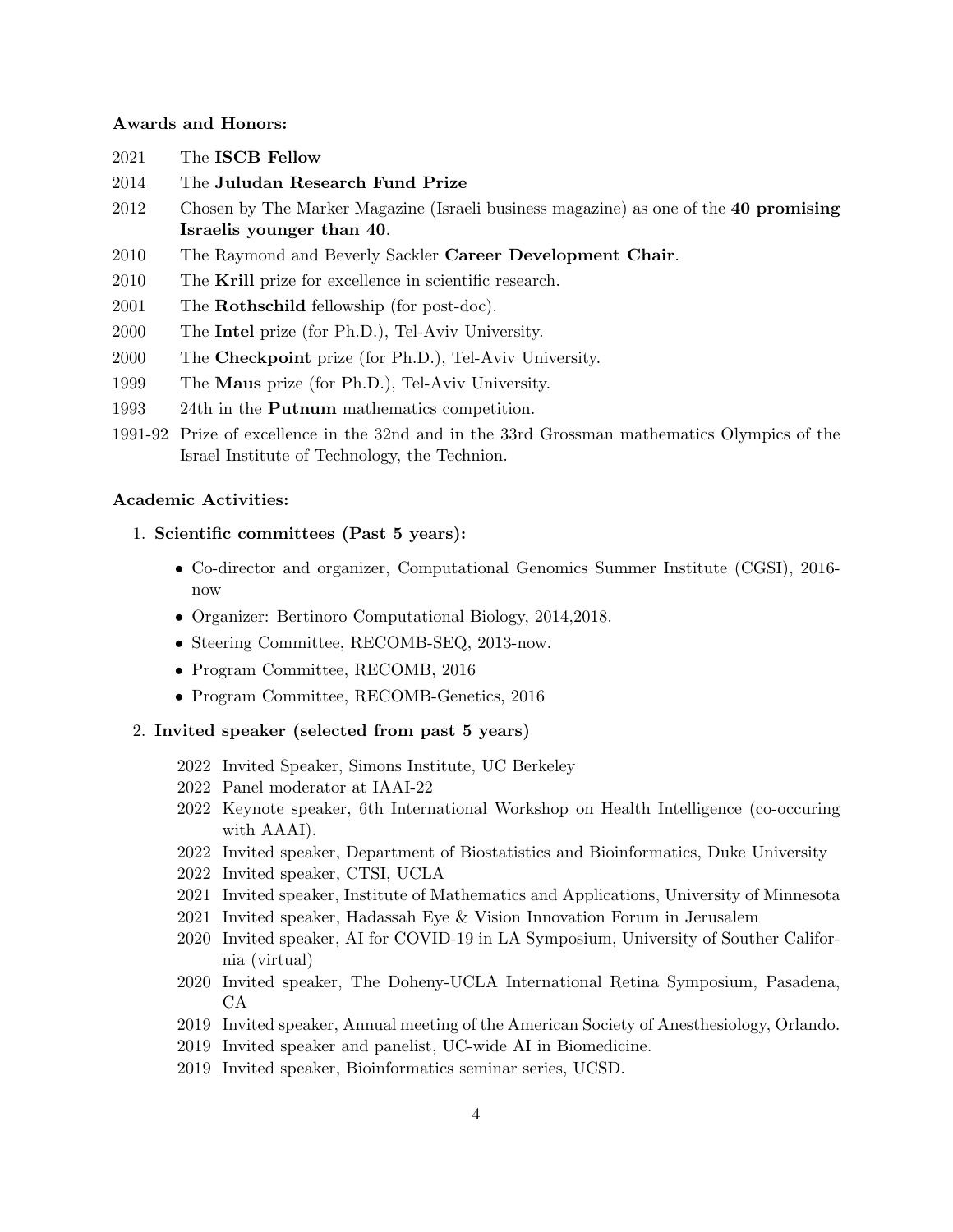**Awards and Honors:**

2021 The **ISCB Fellow**

2014 The **Juludan Research Fund Prize**

2012 Chosen by The Marker Magazine (Israeli business magazine) as one of the **40 promising Israelis younger than 40**.

2010 The Raymond and Beverly Sackler **Career Development Chair**.

2010 The **Krill** prize for excellence in scientific research.

2001 The **Rothschild** fellowship (for post-doc).

2000 The **Intel** prize (for Ph.D.), Tel-Aviv University.

2000 The **Checkpoint** prize (for Ph.D.), Tel-Aviv University.

1999 The **Maus** prize (for Ph.D.), Tel-Aviv University.

1993 24th in the **Putnum** mathematics competition.

1991-92 Prize of excellence in the 32nd and in the 33rd Grossman mathematics Olympics of the Israel Institute of Technology, the Technion.

**Academic Activities:**

1. **Scientific committees (Past 5 years):**
   - Co-director and organizer, Computational Genomics Summer Institute (CGSI), 2016-now
   - Organizer: Bertinoro Computational Biology, 2014,2018.
   - Steering Committee, RECOMB-SEQ, 2013-now.
   - Program Committee, RECOMB, 2016
   - Program Committee, RECOMB-Genetics, 2016

2. **Invited speaker (selected from past 5 years)**

   2022 Invited Speaker, Simons Institute, UC Berkeley

   2022 Panel moderator at IAAI-22

   2022 Keynote speaker, 6th International Workshop on Health Intelligence (co-occuring with AAAI).

   2022 Invited speaker, Department of Biostatistics and Bioinformatics, Duke University

   2022 Invited speaker, CTSI, UCLA

   2021 Invited speaker, Institute of Mathematics and Applications, University of Minnesota

   2021 Invited speaker, Hadassah Eye & Vision Innovation Forum in Jerusalem

   2020 Invited speaker, AI for COVID-19 in LA Symposium, University of Souther California (virtual)

   2020 Invited speaker, The Doheny-UCLA International Retina Symposium, Pasadena, CA

   2019 Invited speaker, Annual meeting of the American Society of Anesthesiology, Orlando.

   2019 Invited speaker and panelist, UC-wide AI in Biomedicine.

   2019 Invited speaker, Bioinformatics seminar series, UCSD.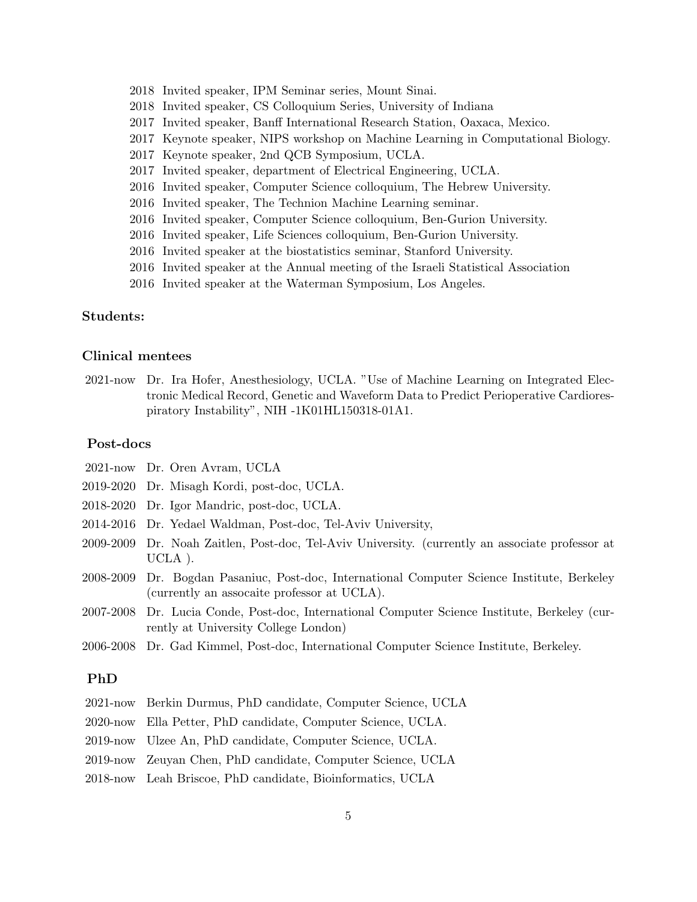- 2018 Invited speaker, IPM Seminar series, Mount Sinai.
- 2018 Invited speaker, CS Colloquium Series, University of Indiana
- 2017 Invited speaker, Banff International Research Station, Oaxaca, Mexico.
- 2017 Keynote speaker, NIPS workshop on Machine Learning in Computational Biology.
- 2017 Keynote speaker, 2nd QCB Symposium, UCLA.
- 2017 Invited speaker, department of Electrical Engineering, UCLA.
- 2016 Invited speaker, Computer Science colloquium, The Hebrew University.
- 2016 Invited speaker, The Technion Machine Learning seminar.
- 2016 Invited speaker, Computer Science colloquium, Ben-Gurion University.
- 2016 Invited speaker, Life Sciences colloquium, Ben-Gurion University.
- 2016 Invited speaker at the biostatistics seminar, Stanford University.
- 2016 Invited speaker at the Annual meeting of the Israeli Statistical Association
- 2016 Invited speaker at the Waterman Symposium, Los Angeles.

**Students:**

### Clinical mentees

- 2021-now Dr. Ira Hofer, Anesthesiology, UCLA. "Use of Machine Learning on Integrated Electronic Medical Record, Genetic and Waveform Data to Predict Perioperative Cardiorespiratory Instability", NIH -1K01HL150318-01A1.

### Post-docs

- 2021-now Dr. Oren Avram, UCLA
- 2019-2020 Dr. Misagh Kordi, post-doc, UCLA.
- 2018-2020 Dr. Igor Mandric, post-doc, UCLA.
- 2014-2016 Dr. Yedael Waldman, Post-doc, Tel-Aviv University,
- 2009-2009 Dr. Noah Zaitlen, Post-doc, Tel-Aviv University. (currently an associate professor at UCLA ).
- 2008-2009 Dr. Bogdan Pasaniuc, Post-doc, International Computer Science Institute, Berkeley (currently an assocaite professor at UCLA).
- 2007-2008 Dr. Lucia Conde, Post-doc, International Computer Science Institute, Berkeley (currently at University College London)
- 2006-2008 Dr. Gad Kimmel, Post-doc, International Computer Science Institute, Berkeley.

### PhD

- 2021-now Berkin Durmus, PhD candidate, Computer Science, UCLA
- 2020-now Ella Petter, PhD candidate, Computer Science, UCLA.
- 2019-now Ulzee An, PhD candidate, Computer Science, UCLA.
- 2019-now Zeuyan Chen, PhD candidate, Computer Science, UCLA
- 2018-now Leah Briscoe, PhD candidate, Bioinformatics, UCLA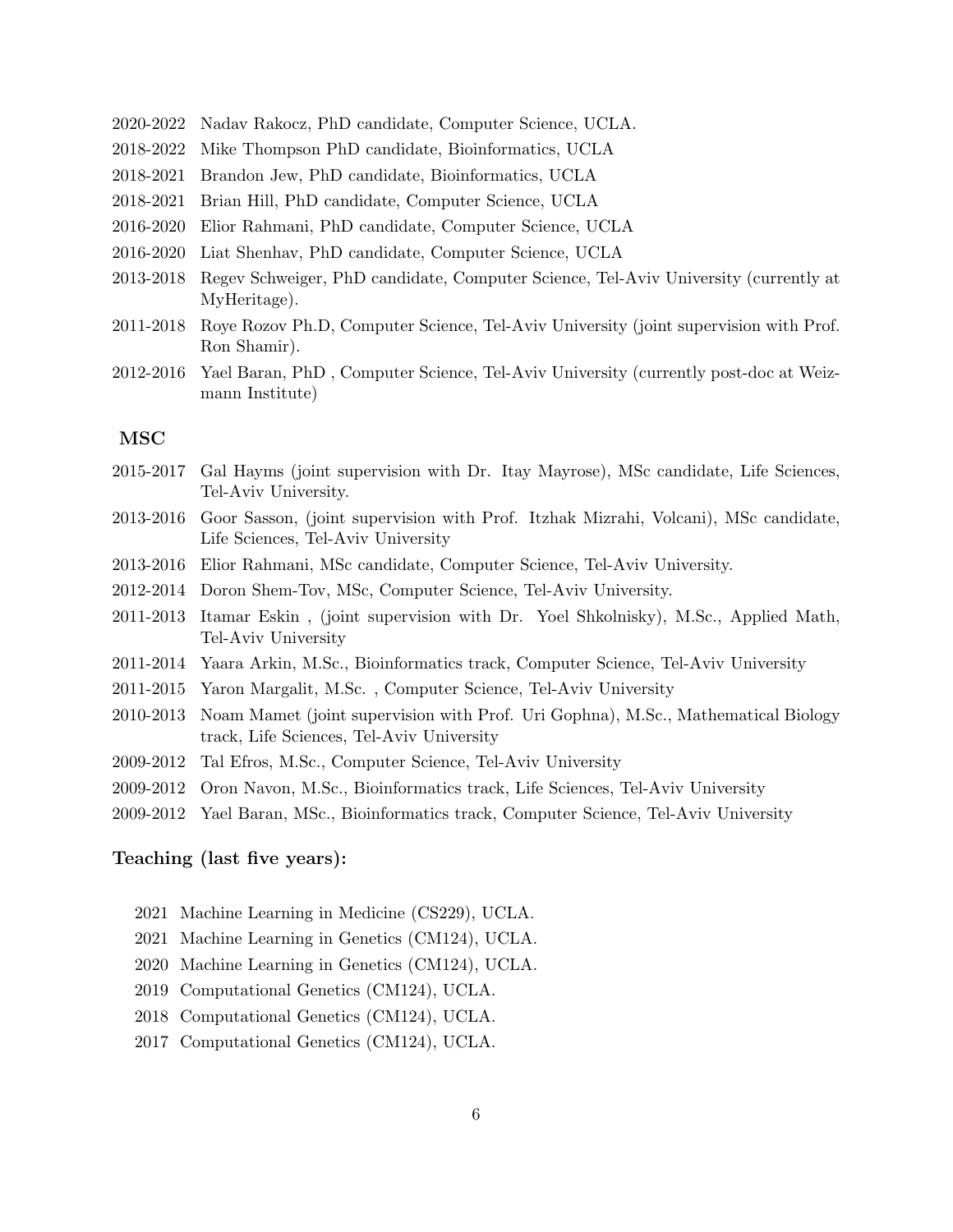2020-2022 Nadav Rakocz, PhD candidate, Computer Science, UCLA.

2018-2022 Mike Thompson PhD candidate, Bioinformatics, UCLA

2018-2021 Brandon Jew, PhD candidate, Bioinformatics, UCLA

2018-2021 Brian Hill, PhD candidate, Computer Science, UCLA

2016-2020 Elior Rahmani, PhD candidate, Computer Science, UCLA

2016-2020 Liat Shenhav, PhD candidate, Computer Science, UCLA

2013-2018 Regev Schweiger, PhD candidate, Computer Science, Tel-Aviv University (currently at MyHeritage).

2011-2018 Roye Rozov Ph.D, Computer Science, Tel-Aviv University (joint supervision with Prof. Ron Shamir).

2012-2016 Yael Baran, PhD , Computer Science, Tel-Aviv University (currently post-doc at Weizmann Institute)

### MSC

2015-2017 Gal Hayms (joint supervision with Dr. Itay Mayrose), MSc candidate, Life Sciences, Tel-Aviv University.

2013-2016 Goor Sasson, (joint supervision with Prof. Itzhak Mizrahi, Volcani), MSc candidate, Life Sciences, Tel-Aviv University

2013-2016 Elior Rahmani, MSc candidate, Computer Science, Tel-Aviv University.

2012-2014 Doron Shem-Tov, MSc, Computer Science, Tel-Aviv University.

2011-2013 Itamar Eskin , (joint supervision with Dr. Yoel Shkolnisky), M.Sc., Applied Math, Tel-Aviv University

2011-2014 Yaara Arkin, M.Sc., Bioinformatics track, Computer Science, Tel-Aviv University

2011-2015 Yaron Margalit, M.Sc. , Computer Science, Tel-Aviv University

2010-2013 Noam Mamet (joint supervision with Prof. Uri Gophna), M.Sc., Mathematical Biology track, Life Sciences, Tel-Aviv University

2009-2012 Tal Efros, M.Sc., Computer Science, Tel-Aviv University

2009-2012 Oron Navon, M.Sc., Bioinformatics track, Life Sciences, Tel-Aviv University

2009-2012 Yael Baran, MSc., Bioinformatics track, Computer Science, Tel-Aviv University

### Teaching (last five years):

2021 Machine Learning in Medicine (CS229), UCLA.

2021 Machine Learning in Genetics (CM124), UCLA.

2020 Machine Learning in Genetics (CM124), UCLA.

2019 Computational Genetics (CM124), UCLA.

2018 Computational Genetics (CM124), UCLA.

2017 Computational Genetics (CM124), UCLA.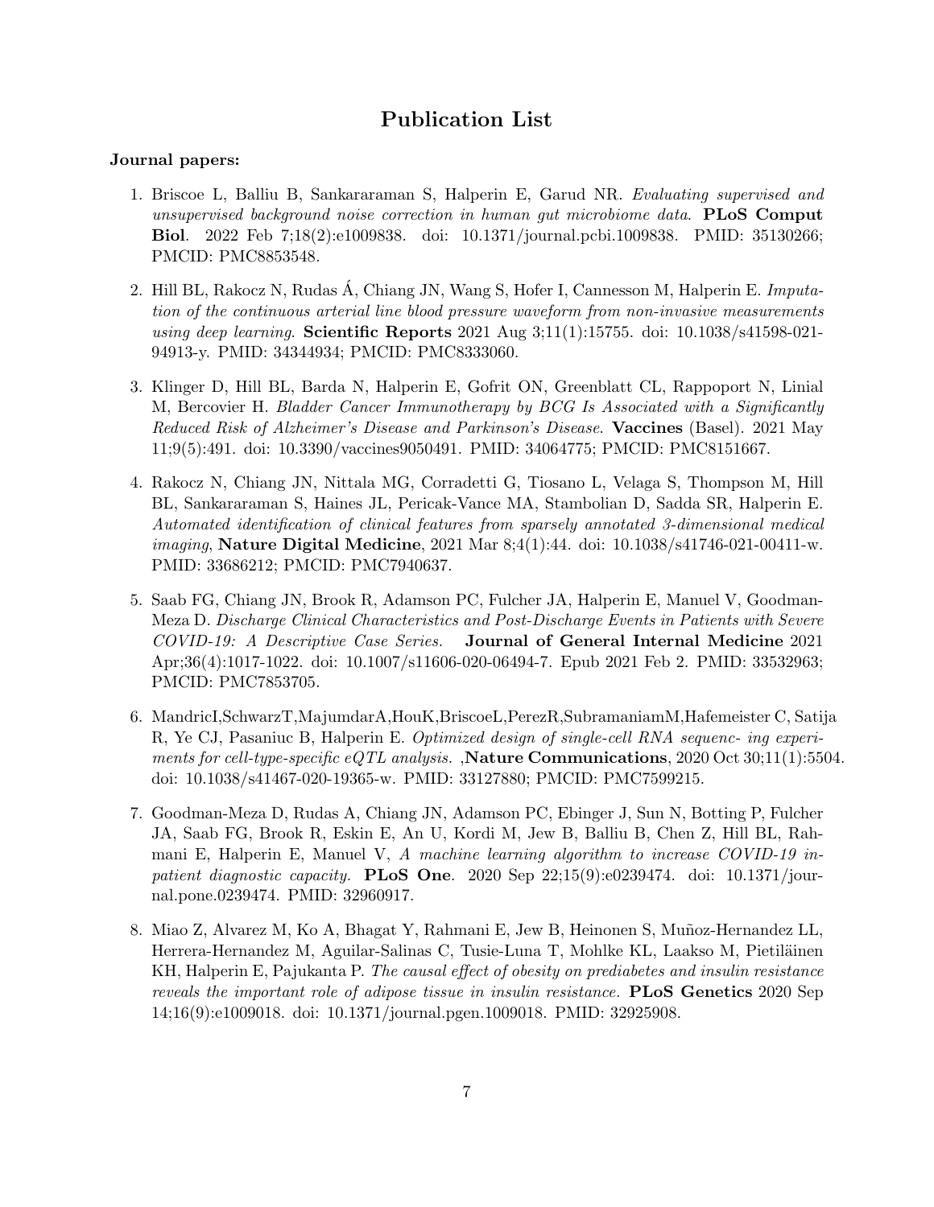# Publication List

**Journal papers:**

1. Briscoe L, Balliu B, Sankararaman S, Halperin E, Garud NR. *Evaluating supervised and unsupervised background noise correction in human gut microbiome data*. **PLoS Comput Biol**. 2022 Feb 7;18(2):e1009838. doi: 10.1371/journal.pcbi.1009838. PMID: 35130266; PMCID: PMC8853548.

2. Hill BL, Rakocz N, Rudas Á, Chiang JN, Wang S, Hofer I, Cannesson M, Halperin E. *Imputation of the continuous arterial line blood pressure waveform from non-invasive measurements using deep learning*. **Scientific Reports** 2021 Aug 3;11(1):15755. doi: 10.1038/s41598-021-94913-y. PMID: 34344934; PMCID: PMC8333060.

3. Klinger D, Hill BL, Barda N, Halperin E, Gofrit ON, Greenblatt CL, Rappoport N, Linial M, Bercovier H. *Bladder Cancer Immunotherapy by BCG Is Associated with a Significantly Reduced Risk of Alzheimer's Disease and Parkinson's Disease*. **Vaccines** (Basel). 2021 May 11;9(5):491. doi: 10.3390/vaccines9050491. PMID: 34064775; PMCID: PMC8151667.

4. Rakocz N, Chiang JN, Nittala MG, Corradetti G, Tiosano L, Velaga S, Thompson M, Hill BL, Sankararaman S, Haines JL, Pericak-Vance MA, Stambolian D, Sadda SR, Halperin E. *Automated identification of clinical features from sparsely annotated 3-dimensional medical imaging*, **Nature Digital Medicine**, 2021 Mar 8;4(1):44. doi: 10.1038/s41746-021-00411-w. PMID: 33686212; PMCID: PMC7940637.

5. Saab FG, Chiang JN, Brook R, Adamson PC, Fulcher JA, Halperin E, Manuel V, Goodman-Meza D. *Discharge Clinical Characteristics and Post-Discharge Events in Patients with Severe COVID-19: A Descriptive Case Series.* **Journal of General Internal Medicine** 2021 Apr;36(4):1017-1022. doi: 10.1007/s11606-020-06494-7. Epub 2021 Feb 2. PMID: 33532963; PMCID: PMC7853705.

6. MandricI,SchwarzT,MajumdarA,HouK,BriscoeL,PerezR,SubramaniamM,Hafemeister C, Satija R, Ye CJ, Pasaniuc B, Halperin E. *Optimized design of single-cell RNA sequenc- ing experiments for cell-type-specific eQTL analysis.* ,**Nature Communications**, 2020 Oct 30;11(1):5504. doi: 10.1038/s41467-020-19365-w. PMID: 33127880; PMCID: PMC7599215.

7. Goodman-Meza D, Rudas A, Chiang JN, Adamson PC, Ebinger J, Sun N, Botting P, Fulcher JA, Saab FG, Brook R, Eskin E, An U, Kordi M, Jew B, Balliu B, Chen Z, Hill BL, Rahmani E, Halperin E, Manuel V, *A machine learning algorithm to increase COVID-19 inpatient diagnostic capacity.* **PLoS One**. 2020 Sep 22;15(9):e0239474. doi: 10.1371/journal.pone.0239474. PMID: 32960917.

8. Miao Z, Alvarez M, Ko A, Bhagat Y, Rahmani E, Jew B, Heinonen S, Muñoz-Hernandez LL, Herrera-Hernandez M, Aguilar-Salinas C, Tusie-Luna T, Mohlke KL, Laakso M, Pietiläinen KH, Halperin E, Pajukanta P. *The causal effect of obesity on prediabetes and insulin resistance reveals the important role of adipose tissue in insulin resistance.* **PLoS Genetics** 2020 Sep 14;16(9):e1009018. doi: 10.1371/journal.pgen.1009018. PMID: 32925908.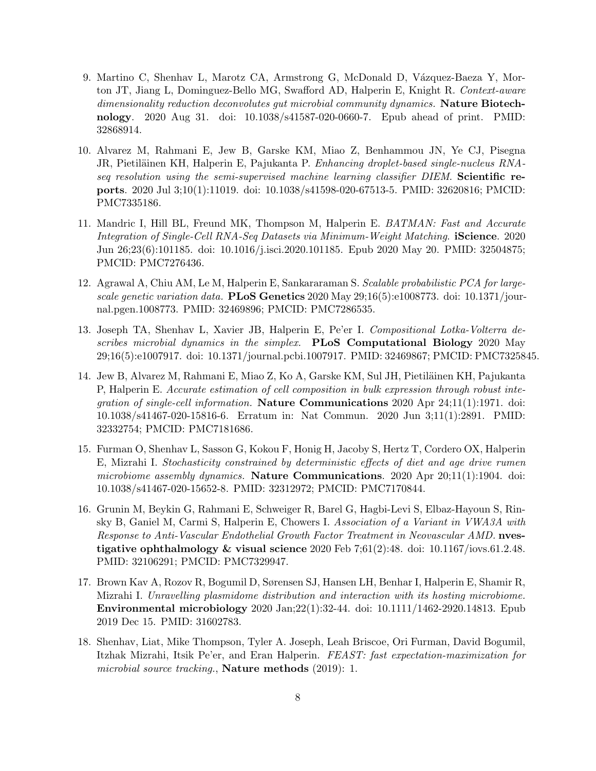9. Martino C, Shenhav L, Marotz CA, Armstrong G, McDonald D, Vázquez-Baeza Y, Morton JT, Jiang L, Dominguez-Bello MG, Swafford AD, Halperin E, Knight R. *Context-aware dimensionality reduction deconvolutes gut microbial community dynamics.* **Nature Biotechnology**. 2020 Aug 31. doi: 10.1038/s41587-020-0660-7. Epub ahead of print. PMID: 32868914.

10. Alvarez M, Rahmani E, Jew B, Garske KM, Miao Z, Benhammou JN, Ye CJ, Pisegna JR, Pietiläinen KH, Halperin E, Pajukanta P. *Enhancing droplet-based single-nucleus RNA-seq resolution using the semi-supervised machine learning classifier DIEM.* **Scientific reports**. 2020 Jul 3;10(1):11019. doi: 10.1038/s41598-020-67513-5. PMID: 32620816; PMCID: PMC7335186.

11. Mandric I, Hill BL, Freund MK, Thompson M, Halperin E. *BATMAN: Fast and Accurate Integration of Single-Cell RNA-Seq Datasets via Minimum-Weight Matching.* **iScience**. 2020 Jun 26;23(6):101185. doi: 10.1016/j.isci.2020.101185. Epub 2020 May 20. PMID: 32504875; PMCID: PMC7276436.

12. Agrawal A, Chiu AM, Le M, Halperin E, Sankararaman S. *Scalable probabilistic PCA for large-scale genetic variation data.* **PLoS Genetics** 2020 May 29;16(5):e1008773. doi: 10.1371/journal.pgen.1008773. PMID: 32469896; PMCID: PMC7286535.

13. Joseph TA, Shenhav L, Xavier JB, Halperin E, Pe'er I. *Compositional Lotka-Volterra describes microbial dynamics in the simplex.* **PLoS Computational Biology** 2020 May 29;16(5):e1007917. doi: 10.1371/journal.pcbi.1007917. PMID: 32469867; PMCID: PMC7325845.

14. Jew B, Alvarez M, Rahmani E, Miao Z, Ko A, Garske KM, Sul JH, Pietiläinen KH, Pajukanta P, Halperin E. *Accurate estimation of cell composition in bulk expression through robust integration of single-cell information.* **Nature Communications** 2020 Apr 24;11(1):1971. doi: 10.1038/s41467-020-15816-6. Erratum in: Nat Commun. 2020 Jun 3;11(1):2891. PMID: 32332754; PMCID: PMC7181686.

15. Furman O, Shenhav L, Sasson G, Kokou F, Honig H, Jacoby S, Hertz T, Cordero OX, Halperin E, Mizrahi I. *Stochasticity constrained by deterministic effects of diet and age drive rumen microbiome assembly dynamics.* **Nature Communications**. 2020 Apr 20;11(1):1904. doi: 10.1038/s41467-020-15652-8. PMID: 32312972; PMCID: PMC7170844.

16. Grunin M, Beykin G, Rahmani E, Schweiger R, Barel G, Hagbi-Levi S, Elbaz-Hayoun S, Rinsky B, Ganiel M, Carmi S, Halperin E, Chowers I. *Association of a Variant in VWA3A with Response to Anti-Vascular Endothelial Growth Factor Treatment in Neovascular AMD.* **nvestigative ophthalmology & visual science** 2020 Feb 7;61(2):48. doi: 10.1167/iovs.61.2.48. PMID: 32106291; PMCID: PMC7329947.

17. Brown Kav A, Rozov R, Bogumil D, Sørensen SJ, Hansen LH, Benhar I, Halperin E, Shamir R, Mizrahi I. *Unravelling plasmidome distribution and interaction with its hosting microbiome.* **Environmental microbiology** 2020 Jan;22(1):32-44. doi: 10.1111/1462-2920.14813. Epub 2019 Dec 15. PMID: 31602783.

18. Shenhav, Liat, Mike Thompson, Tyler A. Joseph, Leah Briscoe, Ori Furman, David Bogumil, Itzhak Mizrahi, Itsik Pe'er, and Eran Halperin. *FEAST: fast expectation-maximization for microbial source tracking.*, **Nature methods** (2019): 1.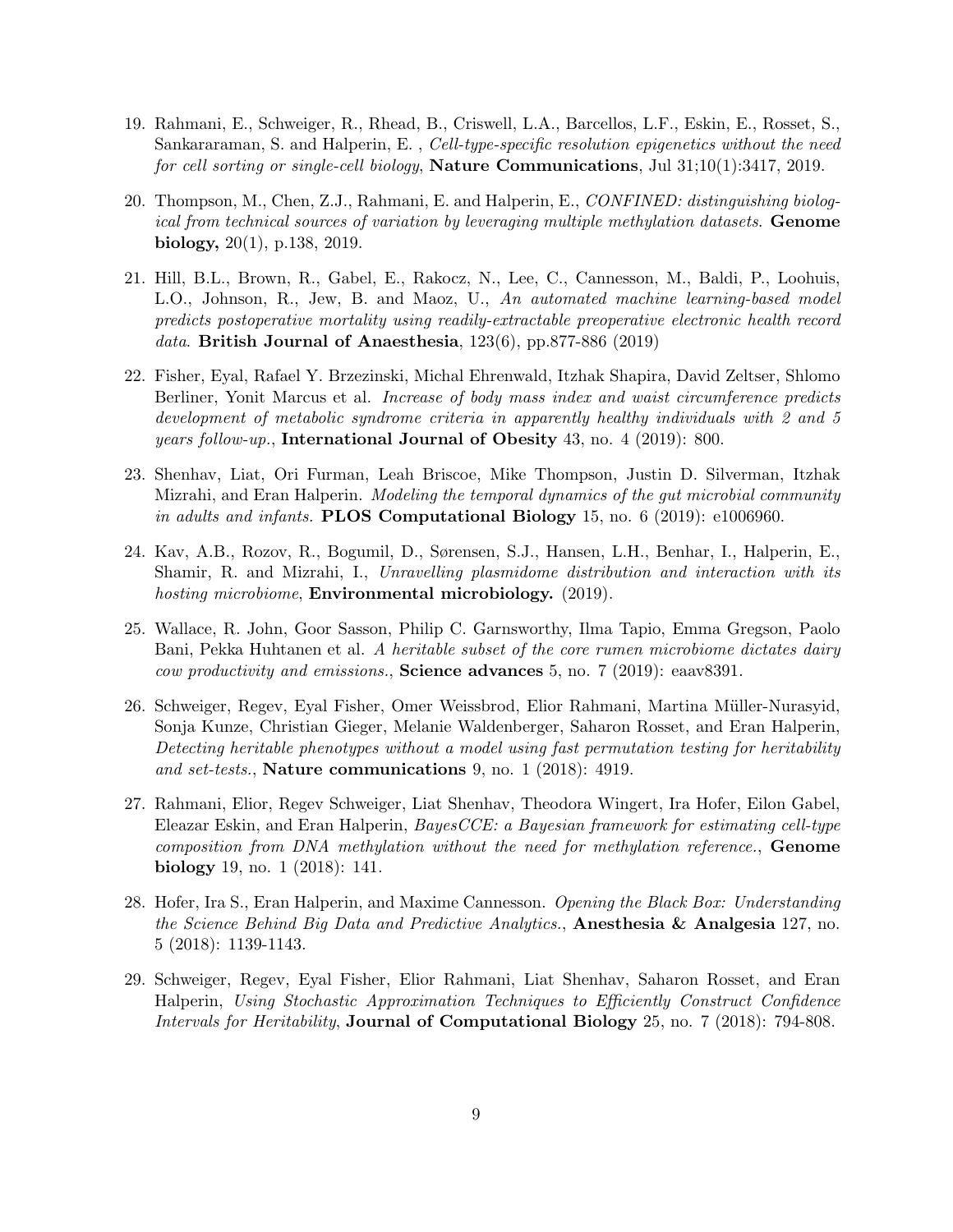19. Rahmani, E., Schweiger, R., Rhead, B., Criswell, L.A., Barcellos, L.F., Eskin, E., Rosset, S., Sankararaman, S. and Halperin, E. , *Cell-type-specific resolution epigenetics without the need for cell sorting or single-cell biology*, **Nature Communications**, Jul 31;10(1):3417, 2019.

20. Thompson, M., Chen, Z.J., Rahmani, E. and Halperin, E., *CONFINED: distinguishing biological from technical sources of variation by leveraging multiple methylation datasets*. **Genome biology,** 20(1), p.138, 2019.

21. Hill, B.L., Brown, R., Gabel, E., Rakocz, N., Lee, C., Cannesson, M., Baldi, P., Loohuis, L.O., Johnson, R., Jew, B. and Maoz, U., *An automated machine learning-based model predicts postoperative mortality using readily-extractable preoperative electronic health record data*. **British Journal of Anaesthesia**, 123(6), pp.877-886 (2019)

22. Fisher, Eyal, Rafael Y. Brzezinski, Michal Ehrenwald, Itzhak Shapira, David Zeltser, Shlomo Berliner, Yonit Marcus et al. *Increase of body mass index and waist circumference predicts development of metabolic syndrome criteria in apparently healthy individuals with 2 and 5 years follow-up.*, **International Journal of Obesity** 43, no. 4 (2019): 800.

23. Shenhav, Liat, Ori Furman, Leah Briscoe, Mike Thompson, Justin D. Silverman, Itzhak Mizrahi, and Eran Halperin. *Modeling the temporal dynamics of the gut microbial community in adults and infants.* **PLOS Computational Biology** 15, no. 6 (2019): e1006960.

24. Kav, A.B., Rozov, R., Bogumil, D., Sørensen, S.J., Hansen, L.H., Benhar, I., Halperin, E., Shamir, R. and Mizrahi, I., *Unravelling plasmidome distribution and interaction with its hosting microbiome*, **Environmental microbiology.** (2019).

25. Wallace, R. John, Goor Sasson, Philip C. Garnsworthy, Ilma Tapio, Emma Gregson, Paolo Bani, Pekka Huhtanen et al. *A heritable subset of the core rumen microbiome dictates dairy cow productivity and emissions.*, **Science advances** 5, no. 7 (2019): eaav8391.

26. Schweiger, Regev, Eyal Fisher, Omer Weissbrod, Elior Rahmani, Martina Müller-Nurasyid, Sonja Kunze, Christian Gieger, Melanie Waldenberger, Saharon Rosset, and Eran Halperin, *Detecting heritable phenotypes without a model using fast permutation testing for heritability and set-tests.*, **Nature communications** 9, no. 1 (2018): 4919.

27. Rahmani, Elior, Regev Schweiger, Liat Shenhav, Theodora Wingert, Ira Hofer, Eilon Gabel, Eleazar Eskin, and Eran Halperin, *BayesCCE: a Bayesian framework for estimating cell-type composition from DNA methylation without the need for methylation reference.*, **Genome biology** 19, no. 1 (2018): 141.

28. Hofer, Ira S., Eran Halperin, and Maxime Cannesson. *Opening the Black Box: Understanding the Science Behind Big Data and Predictive Analytics.*, **Anesthesia & Analgesia** 127, no. 5 (2018): 1139-1143.

29. Schweiger, Regev, Eyal Fisher, Elior Rahmani, Liat Shenhav, Saharon Rosset, and Eran Halperin, *Using Stochastic Approximation Techniques to Efficiently Construct Confidence Intervals for Heritability*, **Journal of Computational Biology** 25, no. 7 (2018): 794-808.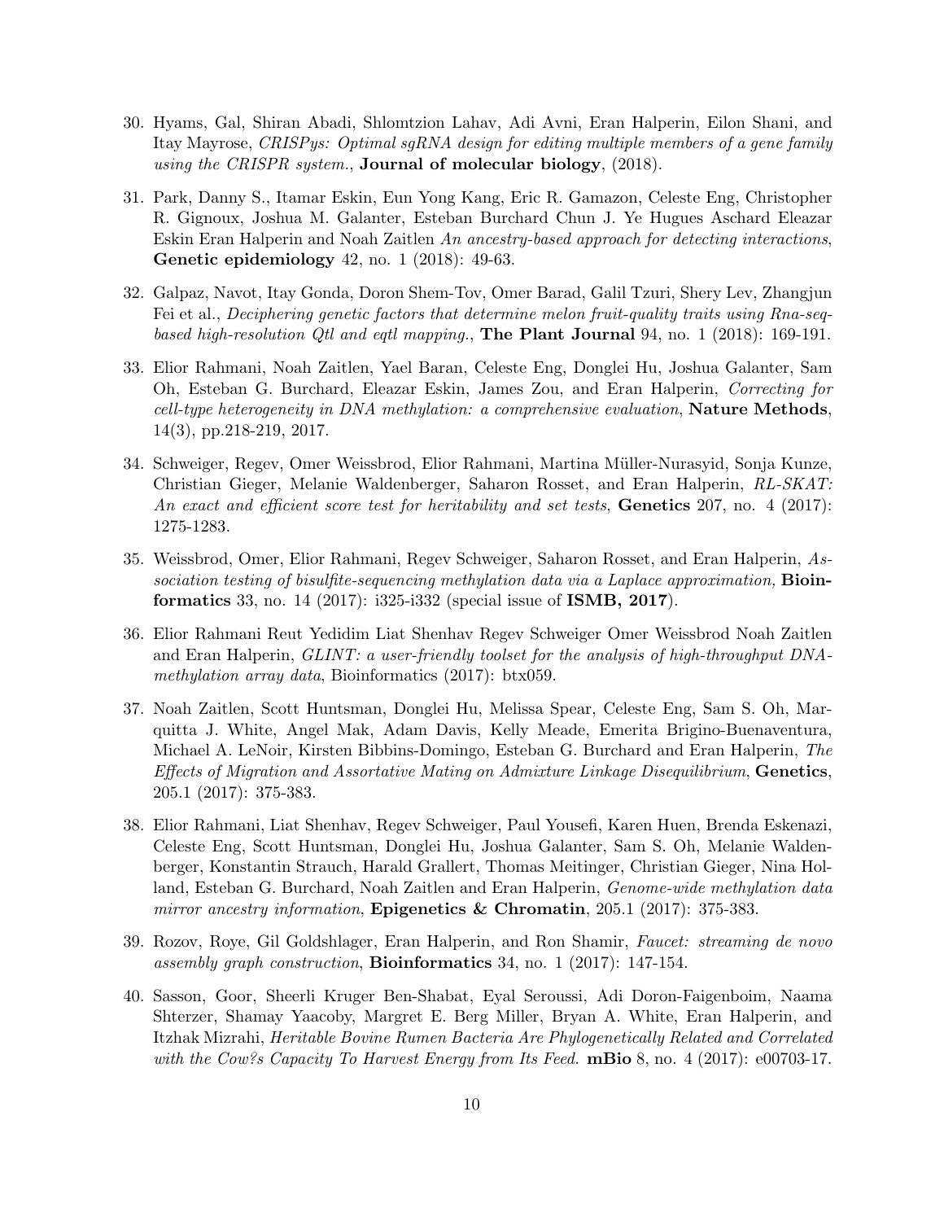30. Hyams, Gal, Shiran Abadi, Shlomtzion Lahav, Adi Avni, Eran Halperin, Eilon Shani, and Itay Mayrose, *CRISPys: Optimal sgRNA design for editing multiple members of a gene family using the CRISPR system.*, **Journal of molecular biology**, (2018).

31. Park, Danny S., Itamar Eskin, Eun Yong Kang, Eric R. Gamazon, Celeste Eng, Christopher R. Gignoux, Joshua M. Galanter, Esteban Burchard Chun J. Ye Hugues Aschard Eleazar Eskin Eran Halperin and Noah Zaitlen *An ancestry-based approach for detecting interactions*, **Genetic epidemiology** 42, no. 1 (2018): 49-63.

32. Galpaz, Navot, Itay Gonda, Doron Shem-Tov, Omer Barad, Galil Tzuri, Shery Lev, Zhangjun Fei et al., *Deciphering genetic factors that determine melon fruit-quality traits using Rna-seq-based high-resolution Qtl and eqtl mapping.*, **The Plant Journal** 94, no. 1 (2018): 169-191.

33. Elior Rahmani, Noah Zaitlen, Yael Baran, Celeste Eng, Donglei Hu, Joshua Galanter, Sam Oh, Esteban G. Burchard, Eleazar Eskin, James Zou, and Eran Halperin, *Correcting for cell-type heterogeneity in DNA methylation: a comprehensive evaluation*, **Nature Methods**, 14(3), pp.218-219, 2017.

34. Schweiger, Regev, Omer Weissbrod, Elior Rahmani, Martina Müller-Nurasyid, Sonja Kunze, Christian Gieger, Melanie Waldenberger, Saharon Rosset, and Eran Halperin, *RL-SKAT: An exact and efficient score test for heritability and set tests*, **Genetics** 207, no. 4 (2017): 1275-1283.

35. Weissbrod, Omer, Elior Rahmani, Regev Schweiger, Saharon Rosset, and Eran Halperin, *Association testing of bisulfite-sequencing methylation data via a Laplace approximation,* **Bioinformatics** 33, no. 14 (2017): i325-i332 (special issue of **ISMB, 2017**).

36. Elior Rahmani Reut Yedidim Liat Shenhav Regev Schweiger Omer Weissbrod Noah Zaitlen and Eran Halperin, *GLINT: a user-friendly toolset for the analysis of high-throughput DNA-methylation array data*, Bioinformatics (2017): btx059.

37. Noah Zaitlen, Scott Huntsman, Donglei Hu, Melissa Spear, Celeste Eng, Sam S. Oh, Marquitta J. White, Angel Mak, Adam Davis, Kelly Meade, Emerita Brigino-Buenaventura, Michael A. LeNoir, Kirsten Bibbins-Domingo, Esteban G. Burchard and Eran Halperin, *The Effects of Migration and Assortative Mating on Admixture Linkage Disequilibrium*, **Genetics**, 205.1 (2017): 375-383.

38. Elior Rahmani, Liat Shenhav, Regev Schweiger, Paul Yousefi, Karen Huen, Brenda Eskenazi, Celeste Eng, Scott Huntsman, Donglei Hu, Joshua Galanter, Sam S. Oh, Melanie Waldenberger, Konstantin Strauch, Harald Grallert, Thomas Meitinger, Christian Gieger, Nina Holland, Esteban G. Burchard, Noah Zaitlen and Eran Halperin, *Genome-wide methylation data mirror ancestry information*, **Epigenetics & Chromatin**, 205.1 (2017): 375-383.

39. Rozov, Roye, Gil Goldshlager, Eran Halperin, and Ron Shamir, *Faucet: streaming de novo assembly graph construction*, **Bioinformatics** 34, no. 1 (2017): 147-154.

40. Sasson, Goor, Sheerli Kruger Ben-Shabat, Eyal Seroussi, Adi Doron-Faigenboim, Naama Shterzer, Shamay Yaacoby, Margret E. Berg Miller, Bryan A. White, Eran Halperin, and Itzhak Mizrahi, *Heritable Bovine Rumen Bacteria Are Phylogenetically Related and Correlated with the Cow?s Capacity To Harvest Energy from Its Feed.* **mBio** 8, no. 4 (2017): e00703-17.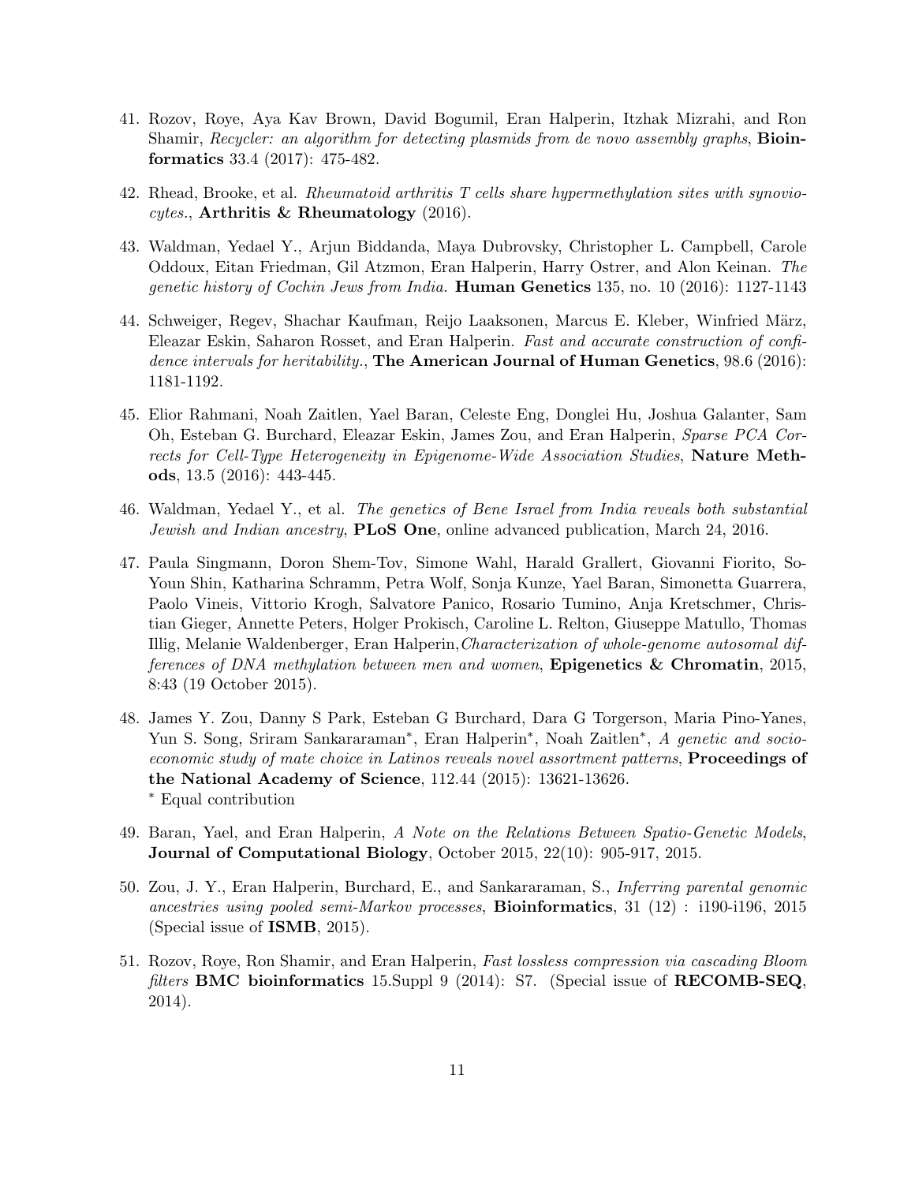41. Rozov, Roye, Aya Kav Brown, David Bogumil, Eran Halperin, Itzhak Mizrahi, and Ron Shamir, *Recycler: an algorithm for detecting plasmids from de novo assembly graphs*, **Bioinformatics** 33.4 (2017): 475-482.

42. Rhead, Brooke, et al. *Rheumatoid arthritis T cells share hypermethylation sites with synoviocytes.*, **Arthritis & Rheumatology** (2016).

43. Waldman, Yedael Y., Arjun Biddanda, Maya Dubrovsky, Christopher L. Campbell, Carole Oddoux, Eitan Friedman, Gil Atzmon, Eran Halperin, Harry Ostrer, and Alon Keinan. *The genetic history of Cochin Jews from India.* **Human Genetics** 135, no. 10 (2016): 1127-1143

44. Schweiger, Regev, Shachar Kaufman, Reijo Laaksonen, Marcus E. Kleber, Winfried März, Eleazar Eskin, Saharon Rosset, and Eran Halperin. *Fast and accurate construction of confidence intervals for heritability.*, **The American Journal of Human Genetics**, 98.6 (2016): 1181-1192.

45. Elior Rahmani, Noah Zaitlen, Yael Baran, Celeste Eng, Donglei Hu, Joshua Galanter, Sam Oh, Esteban G. Burchard, Eleazar Eskin, James Zou, and Eran Halperin, *Sparse PCA Corrects for Cell-Type Heterogeneity in Epigenome-Wide Association Studies*, **Nature Methods**, 13.5 (2016): 443-445.

46. Waldman, Yedael Y., et al. *The genetics of Bene Israel from India reveals both substantial Jewish and Indian ancestry*, **PLoS One**, online advanced publication, March 24, 2016.

47. Paula Singmann, Doron Shem-Tov, Simone Wahl, Harald Grallert, Giovanni Fiorito, So-Youn Shin, Katharina Schramm, Petra Wolf, Sonja Kunze, Yael Baran, Simonetta Guarrera, Paolo Vineis, Vittorio Krogh, Salvatore Panico, Rosario Tumino, Anja Kretschmer, Christian Gieger, Annette Peters, Holger Prokisch, Caroline L. Relton, Giuseppe Matullo, Thomas Illig, Melanie Waldenberger, Eran Halperin,*Characterization of whole-genome autosomal differences of DNA methylation between men and women*, **Epigenetics & Chromatin**, 2015, 8:43 (19 October 2015).

48. James Y. Zou, Danny S Park, Esteban G Burchard, Dara G Torgerson, Maria Pino-Yanes, Yun S. Song, Sriram Sankararaman*, Eran Halperin*, Noah Zaitlen*, *A genetic and socioeconomic study of mate choice in Latinos reveals novel assortment patterns*, **Proceedings of the National Academy of Science**, 112.44 (2015): 13621-13626.
   * Equal contribution

49. Baran, Yael, and Eran Halperin, *A Note on the Relations Between Spatio-Genetic Models*, **Journal of Computational Biology**, October 2015, 22(10): 905-917, 2015.

50. Zou, J. Y., Eran Halperin, Burchard, E., and Sankararaman, S., *Inferring parental genomic ancestries using pooled semi-Markov processes*, **Bioinformatics**, 31 (12) : i190-i196, 2015 (Special issue of **ISMB**, 2015).

51. Rozov, Roye, Ron Shamir, and Eran Halperin, *Fast lossless compression via cascading Bloom filters* **BMC bioinformatics** 15.Suppl 9 (2014): S7. (Special issue of **RECOMB-SEQ**, 2014).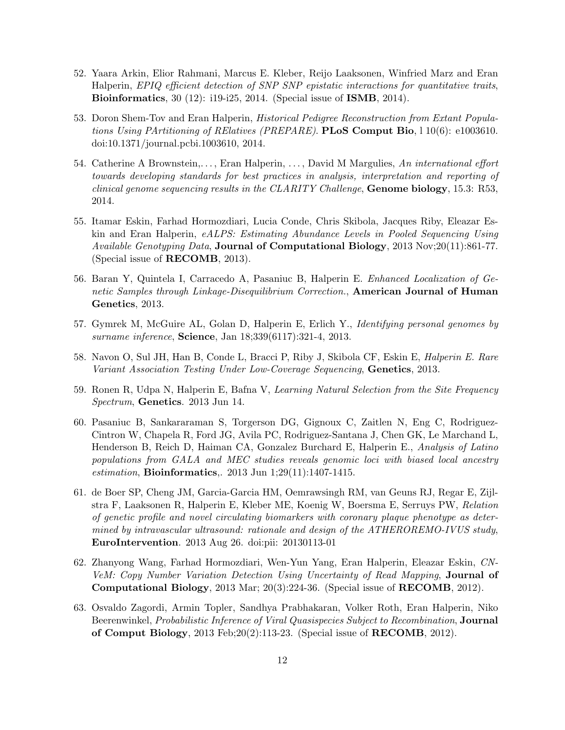52. Yaara Arkin, Elior Rahmani, Marcus E. Kleber, Reijo Laaksonen, Winfried Marz and Eran Halperin, *EPIQ efficient detection of SNP SNP epistatic interactions for quantitative traits*, **Bioinformatics**, 30 (12): i19-i25, 2014. (Special issue of **ISMB**, 2014).

53. Doron Shem-Tov and Eran Halperin, *Historical Pedigree Reconstruction from Extant Populations Using PArtitioning of RElatives (PREPARE)*. **PLoS Comput Bio**, l 10(6): e1003610. doi:10.1371/journal.pcbi.1003610, 2014.

54. Catherine A Brownstein,. . . , Eran Halperin, . . . , David M Margulies, *An international effort towards developing standards for best practices in analysis, interpretation and reporting of clinical genome sequencing results in the CLARITY Challenge*, **Genome biology**, 15.3: R53, 2014.

55. Itamar Eskin, Farhad Hormozdiari, Lucia Conde, Chris Skibola, Jacques Riby, Eleazar Eskin and Eran Halperin, *eALPS: Estimating Abundance Levels in Pooled Sequencing Using Available Genotyping Data*, **Journal of Computational Biology**, 2013 Nov;20(11):861-77. (Special issue of **RECOMB**, 2013).

56. Baran Y, Quintela I, Carracedo A, Pasaniuc B, Halperin E. *Enhanced Localization of Genetic Samples through Linkage-Disequilibrium Correction.*, **American Journal of Human Genetics**, 2013.

57. Gymrek M, McGuire AL, Golan D, Halperin E, Erlich Y., *Identifying personal genomes by surname inference*, **Science**, Jan 18;339(6117):321-4, 2013.

58. Navon O, Sul JH, Han B, Conde L, Bracci P, Riby J, Skibola CF, Eskin E, *Halperin E. Rare Variant Association Testing Under Low-Coverage Sequencing*, **Genetics**, 2013.

59. Ronen R, Udpa N, Halperin E, Bafna V, *Learning Natural Selection from the Site Frequency Spectrum*, **Genetics**. 2013 Jun 14.

60. Pasaniuc B, Sankararaman S, Torgerson DG, Gignoux C, Zaitlen N, Eng C, Rodriguez-Cintron W, Chapela R, Ford JG, Avila PC, Rodriguez-Santana J, Chen GK, Le Marchand L, Henderson B, Reich D, Haiman CA, Gonzalez Burchard E, Halperin E., *Analysis of Latino populations from GALA and MEC studies reveals genomic loci with biased local ancestry estimation*, **Bioinformatics**,. 2013 Jun 1;29(11):1407-1415.

61. de Boer SP, Cheng JM, Garcia-Garcia HM, Oemrawsingh RM, van Geuns RJ, Regar E, Zijlstra F, Laaksonen R, Halperin E, Kleber ME, Koenig W, Boersma E, Serruys PW, *Relation of genetic profile and novel circulating biomarkers with coronary plaque phenotype as determined by intravascular ultrasound: rationale and design of the ATHEROREMO-IVUS study*, **EuroIntervention**. 2013 Aug 26. doi:pii: 20130113-01

62. Zhanyong Wang, Farhad Hormozdiari, Wen-Yun Yang, Eran Halperin, Eleazar Eskin, *CNVeM: Copy Number Variation Detection Using Uncertainty of Read Mapping*, **Journal of Computational Biology**, 2013 Mar; 20(3):224-36. (Special issue of **RECOMB**, 2012).

63. Osvaldo Zagordi, Armin Topler, Sandhya Prabhakaran, Volker Roth, Eran Halperin, Niko Beerenwinkel, *Probabilistic Inference of Viral Quasispecies Subject to Recombination*, **Journal of Comput Biology**, 2013 Feb;20(2):113-23. (Special issue of **RECOMB**, 2012).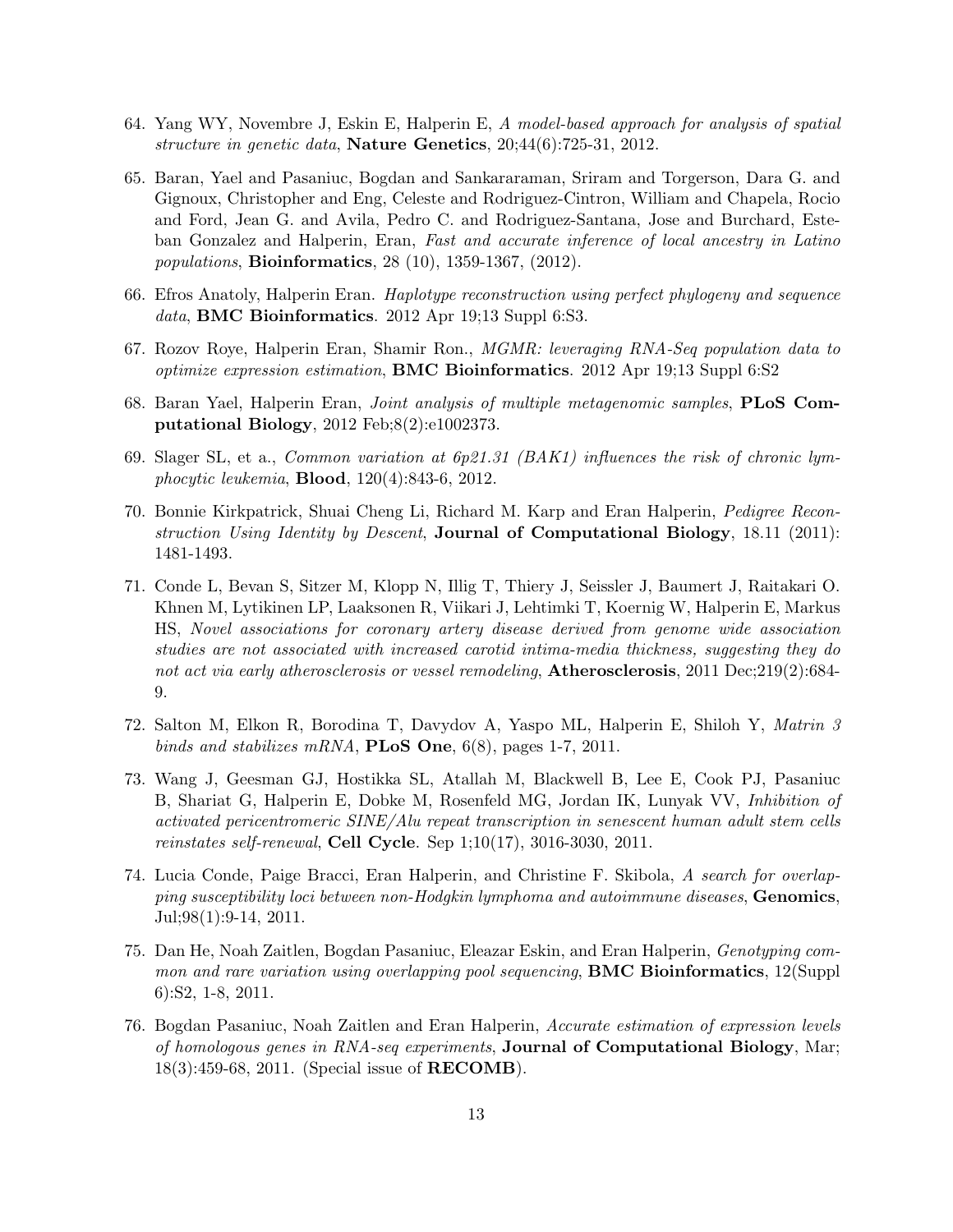64. Yang WY, Novembre J, Eskin E, Halperin E, *A model-based approach for analysis of spatial structure in genetic data*, **Nature Genetics**, 20;44(6):725-31, 2012.

65. Baran, Yael and Pasaniuc, Bogdan and Sankararaman, Sriram and Torgerson, Dara G. and Gignoux, Christopher and Eng, Celeste and Rodriguez-Cintron, William and Chapela, Rocio and Ford, Jean G. and Avila, Pedro C. and Rodriguez-Santana, Jose and Burchard, Esteban Gonzalez and Halperin, Eran, *Fast and accurate inference of local ancestry in Latino populations*, **Bioinformatics**, 28 (10), 1359-1367, (2012).

66. Efros Anatoly, Halperin Eran. *Haplotype reconstruction using perfect phylogeny and sequence data*, **BMC Bioinformatics**. 2012 Apr 19;13 Suppl 6:S3.

67. Rozov Roye, Halperin Eran, Shamir Ron., *MGMR: leveraging RNA-Seq population data to optimize expression estimation*, **BMC Bioinformatics**. 2012 Apr 19;13 Suppl 6:S2

68. Baran Yael, Halperin Eran, *Joint analysis of multiple metagenomic samples*, **PLoS Computational Biology**, 2012 Feb;8(2):e1002373.

69. Slager SL, et a., *Common variation at 6p21.31 (BAK1) influences the risk of chronic lymphocytic leukemia*, **Blood**, 120(4):843-6, 2012.

70. Bonnie Kirkpatrick, Shuai Cheng Li, Richard M. Karp and Eran Halperin, *Pedigree Reconstruction Using Identity by Descent*, **Journal of Computational Biology**, 18.11 (2011): 1481-1493.

71. Conde L, Bevan S, Sitzer M, Klopp N, Illig T, Thiery J, Seissler J, Baumert J, Raitakari O. Khnen M, Lytikinen LP, Laaksonen R, Viikari J, Lehtimki T, Koernig W, Halperin E, Markus HS, *Novel associations for coronary artery disease derived from genome wide association studies are not associated with increased carotid intima-media thickness, suggesting they do not act via early atherosclerosis or vessel remodeling*, **Atherosclerosis**, 2011 Dec;219(2):684-9.

72. Salton M, Elkon R, Borodina T, Davydov A, Yaspo ML, Halperin E, Shiloh Y, *Matrin 3 binds and stabilizes mRNA*, **PLoS One**, 6(8), pages 1-7, 2011.

73. Wang J, Geesman GJ, Hostikka SL, Atallah M, Blackwell B, Lee E, Cook PJ, Pasaniuc B, Shariat G, Halperin E, Dobke M, Rosenfeld MG, Jordan IK, Lunyak VV, *Inhibition of activated pericentromeric SINE/Alu repeat transcription in senescent human adult stem cells reinstates self-renewal*, **Cell Cycle**. Sep 1;10(17), 3016-3030, 2011.

74. Lucia Conde, Paige Bracci, Eran Halperin, and Christine F. Skibola, *A search for overlapping susceptibility loci between non-Hodgkin lymphoma and autoimmune diseases*, **Genomics**, Jul;98(1):9-14, 2011.

75. Dan He, Noah Zaitlen, Bogdan Pasaniuc, Eleazar Eskin, and Eran Halperin, *Genotyping common and rare variation using overlapping pool sequencing*, **BMC Bioinformatics**, 12(Suppl 6):S2, 1-8, 2011.

76. Bogdan Pasaniuc, Noah Zaitlen and Eran Halperin, *Accurate estimation of expression levels of homologous genes in RNA-seq experiments*, **Journal of Computational Biology**, Mar; 18(3):459-68, 2011. (Special issue of **RECOMB**).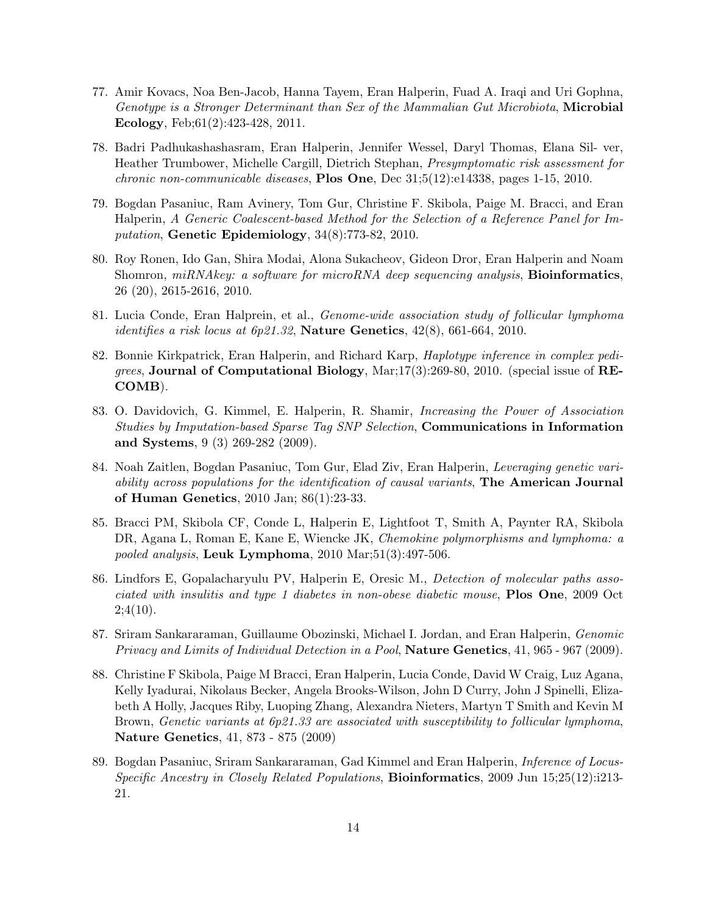77. Amir Kovacs, Noa Ben-Jacob, Hanna Tayem, Eran Halperin, Fuad A. Iraqi and Uri Gophna, *Genotype is a Stronger Determinant than Sex of the Mammalian Gut Microbiota*, **Microbial Ecology**, Feb;61(2):423-428, 2011.

78. Badri Padhukashashasram, Eran Halperin, Jennifer Wessel, Daryl Thomas, Elana Sil- ver, Heather Trumbower, Michelle Cargill, Dietrich Stephan, *Presymptomatic risk assessment for chronic non-communicable diseases*, **Plos One**, Dec 31;5(12):e14338, pages 1-15, 2010.

79. Bogdan Pasaniuc, Ram Avinery, Tom Gur, Christine F. Skibola, Paige M. Bracci, and Eran Halperin, *A Generic Coalescent-based Method for the Selection of a Reference Panel for Imputation*, **Genetic Epidemiology**, 34(8):773-82, 2010.

80. Roy Ronen, Ido Gan, Shira Modai, Alona Sukacheov, Gideon Dror, Eran Halperin and Noam Shomron, *miRNAkey: a software for microRNA deep sequencing analysis*, **Bioinformatics**, 26 (20), 2615-2616, 2010.

81. Lucia Conde, Eran Halprein, et al., *Genome-wide association study of follicular lymphoma identifies a risk locus at 6p21.32*, **Nature Genetics**, 42(8), 661-664, 2010.

82. Bonnie Kirkpatrick, Eran Halperin, and Richard Karp, *Haplotype inference in complex pedigrees*, **Journal of Computational Biology**, Mar;17(3):269-80, 2010. (special issue of **RECOMB**).

83. O. Davidovich, G. Kimmel, E. Halperin, R. Shamir, *Increasing the Power of Association Studies by Imputation-based Sparse Tag SNP Selection*, **Communications in Information and Systems**, 9 (3) 269-282 (2009).

84. Noah Zaitlen, Bogdan Pasaniuc, Tom Gur, Elad Ziv, Eran Halperin, *Leveraging genetic variability across populations for the identification of causal variants*, **The American Journal of Human Genetics**, 2010 Jan; 86(1):23-33.

85. Bracci PM, Skibola CF, Conde L, Halperin E, Lightfoot T, Smith A, Paynter RA, Skibola DR, Agana L, Roman E, Kane E, Wiencke JK, *Chemokine polymorphisms and lymphoma: a pooled analysis*, **Leuk Lymphoma**, 2010 Mar;51(3):497-506.

86. Lindfors E, Gopalacharyulu PV, Halperin E, Oresic M., *Detection of molecular paths associated with insulitis and type 1 diabetes in non-obese diabetic mouse*, **Plos One**, 2009 Oct 2;4(10).

87. Sriram Sankararaman, Guillaume Obozinski, Michael I. Jordan, and Eran Halperin, *Genomic Privacy and Limits of Individual Detection in a Pool*, **Nature Genetics**, 41, 965 - 967 (2009).

88. Christine F Skibola, Paige M Bracci, Eran Halperin, Lucia Conde, David W Craig, Luz Agana, Kelly Iyadurai, Nikolaus Becker, Angela Brooks-Wilson, John D Curry, John J Spinelli, Elizabeth A Holly, Jacques Riby, Luoping Zhang, Alexandra Nieters, Martyn T Smith and Kevin M Brown, *Genetic variants at 6p21.33 are associated with susceptibility to follicular lymphoma*, **Nature Genetics**, 41, 873 - 875 (2009)

89. Bogdan Pasaniuc, Sriram Sankararaman, Gad Kimmel and Eran Halperin, *Inference of Locus-Specific Ancestry in Closely Related Populations*, **Bioinformatics**, 2009 Jun 15;25(12):i213-21.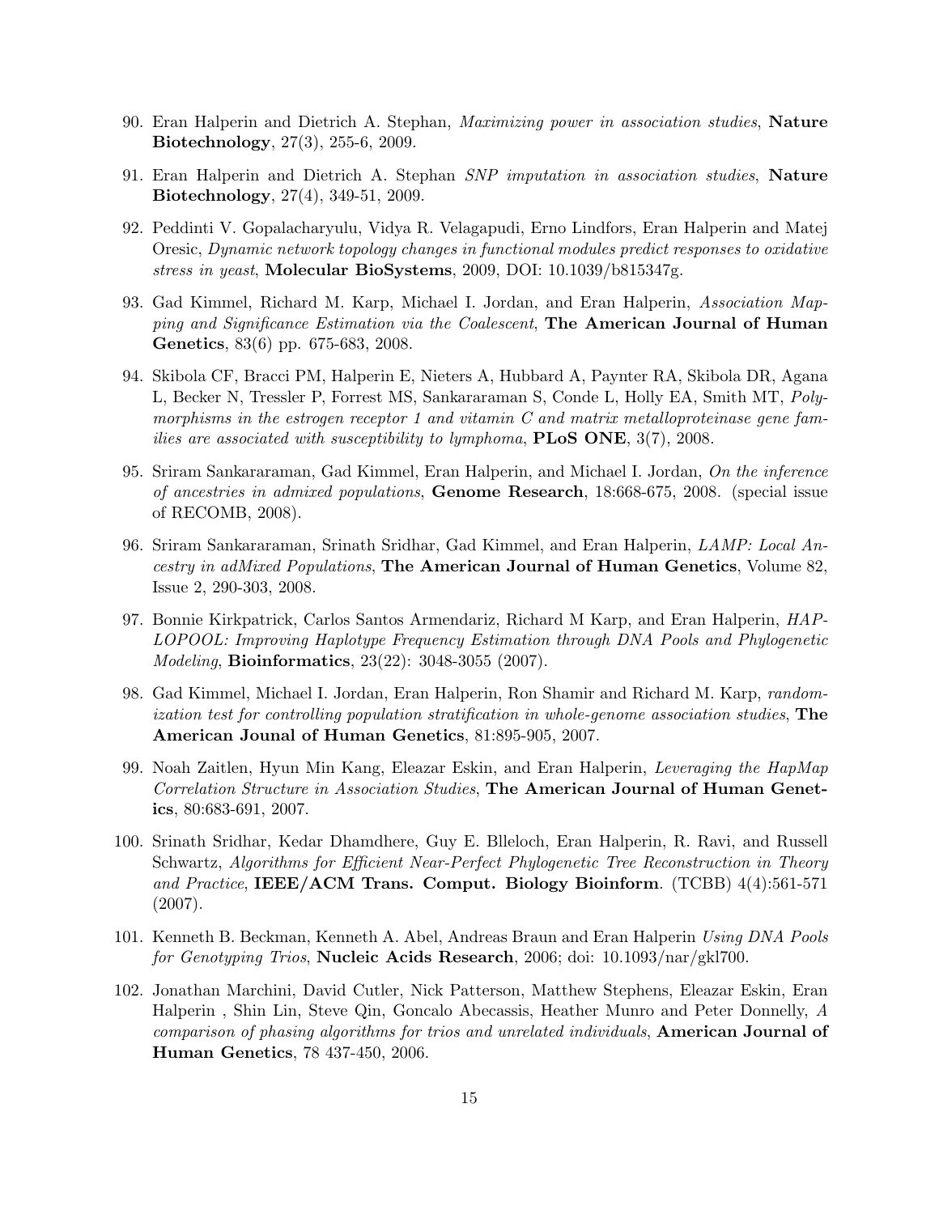90. Eran Halperin and Dietrich A. Stephan, *Maximizing power in association studies*, **Nature Biotechnology**, 27(3), 255-6, 2009.

91. Eran Halperin and Dietrich A. Stephan *SNP imputation in association studies*, **Nature Biotechnology**, 27(4), 349-51, 2009.

92. Peddinti V. Gopalacharyulu, Vidya R. Velagapudi, Erno Lindfors, Eran Halperin and Matej Oresic, *Dynamic network topology changes in functional modules predict responses to oxidative stress in yeast*, **Molecular BioSystems**, 2009, DOI: 10.1039/b815347g.

93. Gad Kimmel, Richard M. Karp, Michael I. Jordan, and Eran Halperin, *Association Mapping and Significance Estimation via the Coalescent*, **The American Journal of Human Genetics**, 83(6) pp. 675-683, 2008.

94. Skibola CF, Bracci PM, Halperin E, Nieters A, Hubbard A, Paynter RA, Skibola DR, Agana L, Becker N, Tressler P, Forrest MS, Sankararaman S, Conde L, Holly EA, Smith MT, *Polymorphisms in the estrogen receptor 1 and vitamin C and matrix metalloproteinase gene families are associated with susceptibility to lymphoma*, **PLoS ONE**, 3(7), 2008.

95. Sriram Sankararaman, Gad Kimmel, Eran Halperin, and Michael I. Jordan, *On the inference of ancestries in admixed populations*, **Genome Research**, 18:668-675, 2008. (special issue of RECOMB, 2008).

96. Sriram Sankararaman, Srinath Sridhar, Gad Kimmel, and Eran Halperin, *LAMP: Local Ancestry in adMixed Populations*, **The American Journal of Human Genetics**, Volume 82, Issue 2, 290-303, 2008.

97. Bonnie Kirkpatrick, Carlos Santos Armendariz, Richard M Karp, and Eran Halperin, *HAPLOPOOL: Improving Haplotype Frequency Estimation through DNA Pools and Phylogenetic Modeling*, **Bioinformatics**, 23(22): 3048-3055 (2007).

98. Gad Kimmel, Michael I. Jordan, Eran Halperin, Ron Shamir and Richard M. Karp, *randomization test for controlling population stratification in whole-genome association studies*, **The American Jounal of Human Genetics**, 81:895-905, 2007.

99. Noah Zaitlen, Hyun Min Kang, Eleazar Eskin, and Eran Halperin, *Leveraging the HapMap Correlation Structure in Association Studies*, **The American Journal of Human Genetics**, 80:683-691, 2007.

100. Srinath Sridhar, Kedar Dhamdhere, Guy E. Blleloch, Eran Halperin, R. Ravi, and Russell Schwartz, *Algorithms for Efficient Near-Perfect Phylogenetic Tree Reconstruction in Theory and Practice*, **IEEE/ACM Trans. Comput. Biology Bioinform**. (TCBB) 4(4):561-571 (2007).

101. Kenneth B. Beckman, Kenneth A. Abel, Andreas Braun and Eran Halperin *Using DNA Pools for Genotyping Trios*, **Nucleic Acids Research**, 2006; doi: 10.1093/nar/gkl700.

102. Jonathan Marchini, David Cutler, Nick Patterson, Matthew Stephens, Eleazar Eskin, Eran Halperin , Shin Lin, Steve Qin, Goncalo Abecassis, Heather Munro and Peter Donnelly, *A comparison of phasing algorithms for trios and unrelated individuals*, **American Journal of Human Genetics**, 78 437-450, 2006.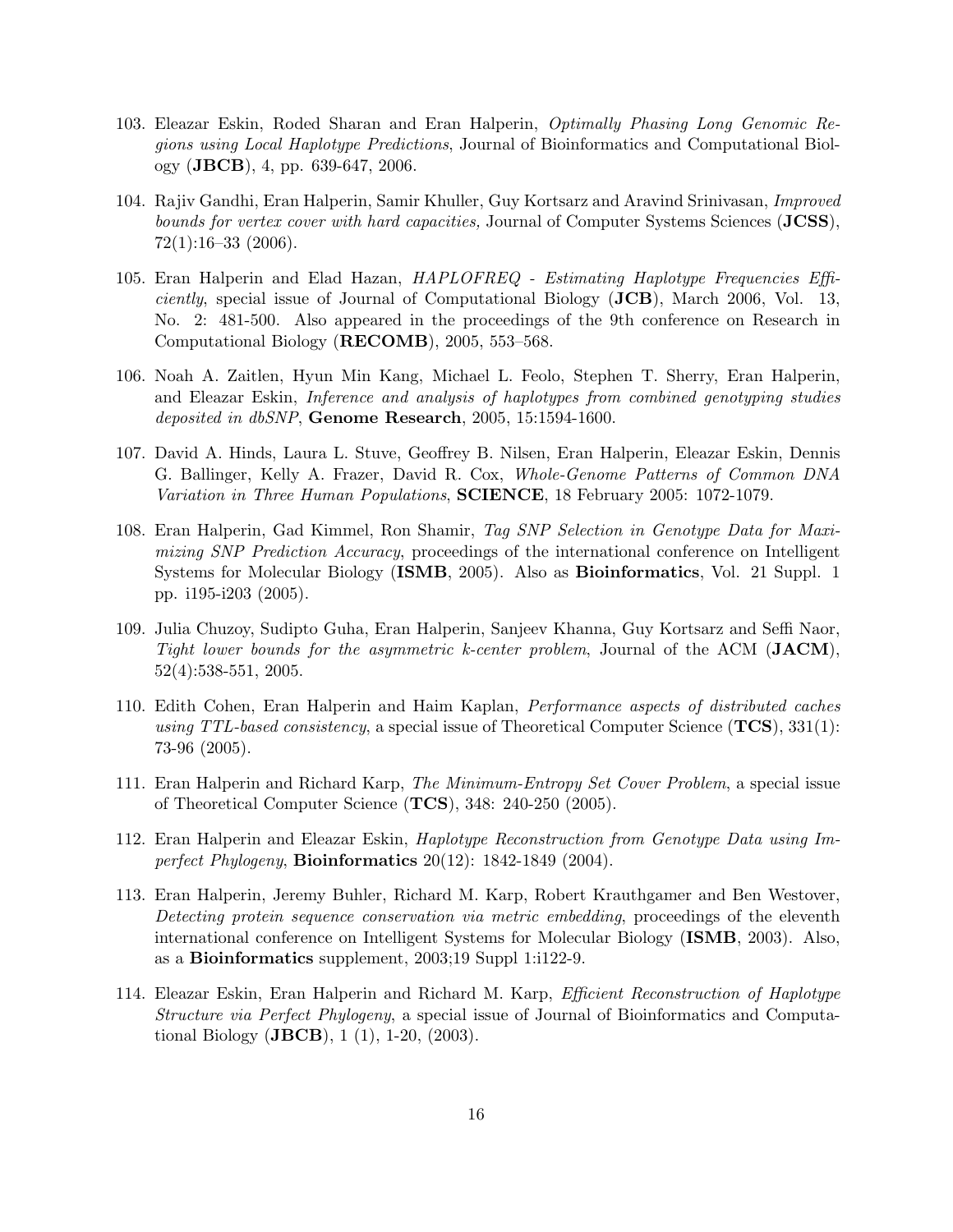103. Eleazar Eskin, Roded Sharan and Eran Halperin, *Optimally Phasing Long Genomic Regions using Local Haplotype Predictions*, Journal of Bioinformatics and Computational Biology (**JBCB**), 4, pp. 639-647, 2006.

104. Rajiv Gandhi, Eran Halperin, Samir Khuller, Guy Kortsarz and Aravind Srinivasan, *Improved bounds for vertex cover with hard capacities,* Journal of Computer Systems Sciences (**JCSS**), 72(1):16–33 (2006).

105. Eran Halperin and Elad Hazan, *HAPLOFREQ - Estimating Haplotype Frequencies Efficiently*, special issue of Journal of Computational Biology (**JCB**), March 2006, Vol. 13, No. 2: 481-500. Also appeared in the proceedings of the 9th conference on Research in Computational Biology (**RECOMB**), 2005, 553–568.

106. Noah A. Zaitlen, Hyun Min Kang, Michael L. Feolo, Stephen T. Sherry, Eran Halperin, and Eleazar Eskin, *Inference and analysis of haplotypes from combined genotyping studies deposited in dbSNP*, **Genome Research**, 2005, 15:1594-1600.

107. David A. Hinds, Laura L. Stuve, Geoffrey B. Nilsen, Eran Halperin, Eleazar Eskin, Dennis G. Ballinger, Kelly A. Frazer, David R. Cox, *Whole-Genome Patterns of Common DNA Variation in Three Human Populations*, **SCIENCE**, 18 February 2005: 1072-1079.

108. Eran Halperin, Gad Kimmel, Ron Shamir, *Tag SNP Selection in Genotype Data for Maximizing SNP Prediction Accuracy*, proceedings of the international conference on Intelligent Systems for Molecular Biology (**ISMB**, 2005). Also as **Bioinformatics**, Vol. 21 Suppl. 1 pp. i195-i203 (2005).

109. Julia Chuzoy, Sudipto Guha, Eran Halperin, Sanjeev Khanna, Guy Kortsarz and Seffi Naor, *Tight lower bounds for the asymmetric k-center problem*, Journal of the ACM (**JACM**), 52(4):538-551, 2005.

110. Edith Cohen, Eran Halperin and Haim Kaplan, *Performance aspects of distributed caches using TTL-based consistency*, a special issue of Theoretical Computer Science (**TCS**), 331(1): 73-96 (2005).

111. Eran Halperin and Richard Karp, *The Minimum-Entropy Set Cover Problem*, a special issue of Theoretical Computer Science (**TCS**), 348: 240-250 (2005).

112. Eran Halperin and Eleazar Eskin, *Haplotype Reconstruction from Genotype Data using Imperfect Phylogeny*, **Bioinformatics** 20(12): 1842-1849 (2004).

113. Eran Halperin, Jeremy Buhler, Richard M. Karp, Robert Krauthgamer and Ben Westover, *Detecting protein sequence conservation via metric embedding*, proceedings of the eleventh international conference on Intelligent Systems for Molecular Biology (**ISMB**, 2003). Also, as a **Bioinformatics** supplement, 2003;19 Suppl 1:i122-9.

114. Eleazar Eskin, Eran Halperin and Richard M. Karp, *Efficient Reconstruction of Haplotype Structure via Perfect Phylogeny*, a special issue of Journal of Bioinformatics and Computational Biology (**JBCB**), 1 (1), 1-20, (2003).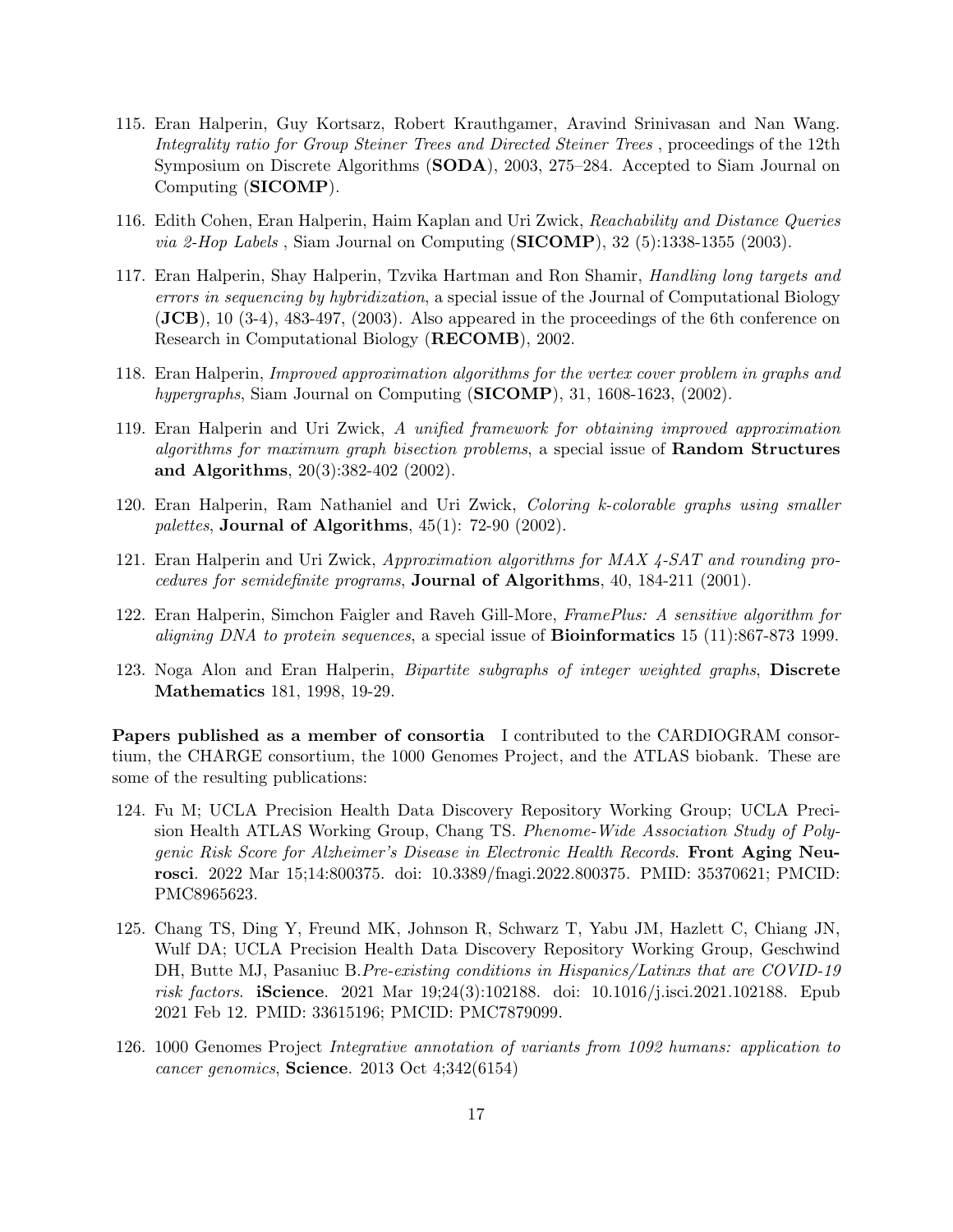115. Eran Halperin, Guy Kortsarz, Robert Krauthgamer, Aravind Srinivasan and Nan Wang. *Integrality ratio for Group Steiner Trees and Directed Steiner Trees* , proceedings of the 12th Symposium on Discrete Algorithms (**SODA**), 2003, 275–284. Accepted to Siam Journal on Computing (**SICOMP**).

116. Edith Cohen, Eran Halperin, Haim Kaplan and Uri Zwick, *Reachability and Distance Queries via 2-Hop Labels* , Siam Journal on Computing (**SICOMP**), 32 (5):1338-1355 (2003).

117. Eran Halperin, Shay Halperin, Tzvika Hartman and Ron Shamir, *Handling long targets and errors in sequencing by hybridization*, a special issue of the Journal of Computational Biology (**JCB**), 10 (3-4), 483-497, (2003). Also appeared in the proceedings of the 6th conference on Research in Computational Biology (**RECOMB**), 2002.

118. Eran Halperin, *Improved approximation algorithms for the vertex cover problem in graphs and hypergraphs*, Siam Journal on Computing (**SICOMP**), 31, 1608-1623, (2002).

119. Eran Halperin and Uri Zwick, *A unified framework for obtaining improved approximation algorithms for maximum graph bisection problems*, a special issue of **Random Structures and Algorithms**, 20(3):382-402 (2002).

120. Eran Halperin, Ram Nathaniel and Uri Zwick, *Coloring k-colorable graphs using smaller palettes*, **Journal of Algorithms**, 45(1): 72-90 (2002).

121. Eran Halperin and Uri Zwick, *Approximation algorithms for MAX 4-SAT and rounding procedures for semidefinite programs*, **Journal of Algorithms**, 40, 184-211 (2001).

122. Eran Halperin, Simchon Faigler and Raveh Gill-More, *FramePlus: A sensitive algorithm for aligning DNA to protein sequences*, a special issue of **Bioinformatics** 15 (11):867-873 1999.

123. Noga Alon and Eran Halperin, *Bipartite subgraphs of integer weighted graphs*, **Discrete Mathematics** 181, 1998, 19-29.

**Papers published as a member of consortia** I contributed to the CARDIOGRAM consortium, the CHARGE consortium, the 1000 Genomes Project, and the ATLAS biobank. These are some of the resulting publications:

124. Fu M; UCLA Precision Health Data Discovery Repository Working Group; UCLA Precision Health ATLAS Working Group, Chang TS. *Phenome-Wide Association Study of Polygenic Risk Score for Alzheimer's Disease in Electronic Health Records*. **Front Aging Neurosci**. 2022 Mar 15;14:800375. doi: 10.3389/fnagi.2022.800375. PMID: 35370621; PMCID: PMC8965623.

125. Chang TS, Ding Y, Freund MK, Johnson R, Schwarz T, Yabu JM, Hazlett C, Chiang JN, Wulf DA; UCLA Precision Health Data Discovery Repository Working Group, Geschwind DH, Butte MJ, Pasaniuc B.*Pre-existing conditions in Hispanics/Latinxs that are COVID-19 risk factors*. **iScience**. 2021 Mar 19;24(3):102188. doi: 10.1016/j.isci.2021.102188. Epub 2021 Feb 12. PMID: 33615196; PMCID: PMC7879099.

126. 1000 Genomes Project *Integrative annotation of variants from 1092 humans: application to cancer genomics*, **Science**. 2013 Oct 4;342(6154)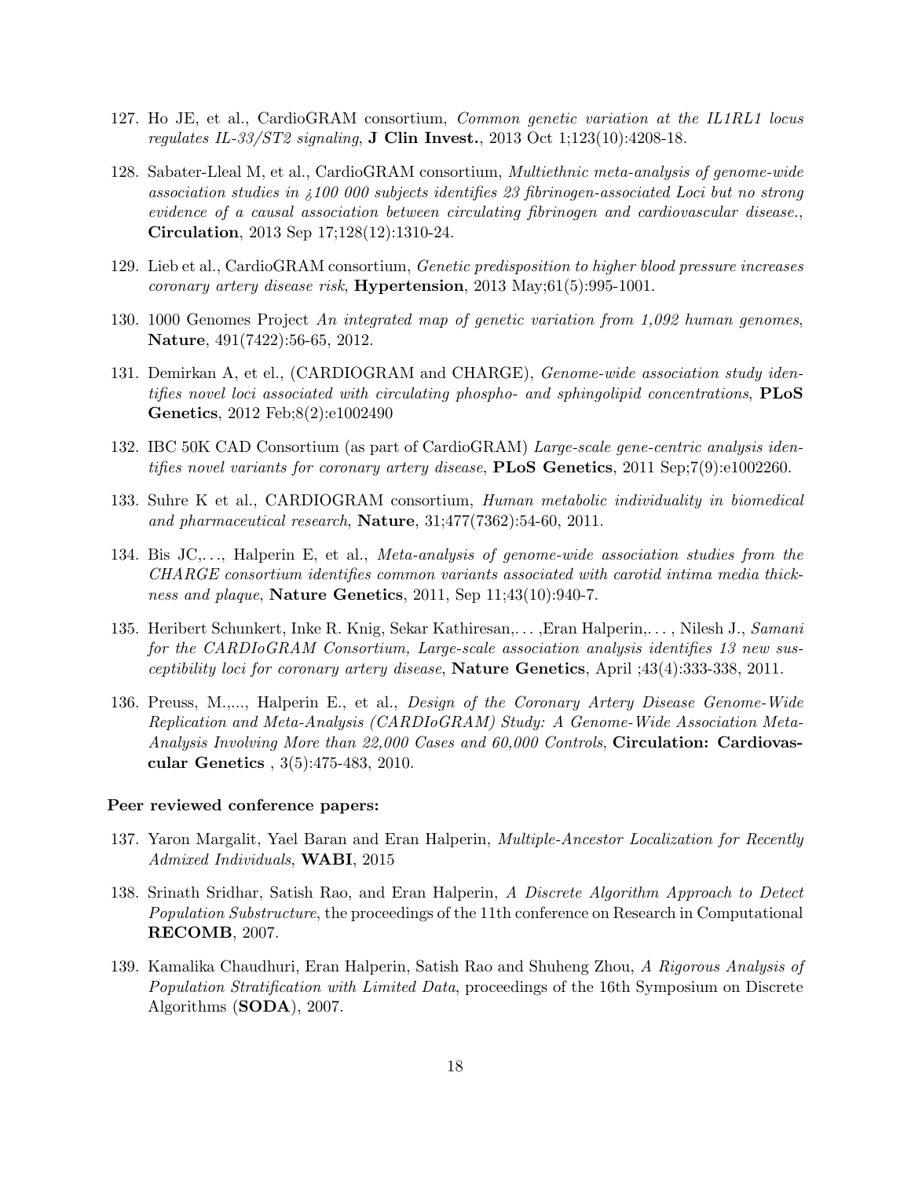127. Ho JE, et al., CardioGRAM consortium, *Common genetic variation at the IL1RL1 locus regulates IL-33/ST2 signaling*, **J Clin Invest.**, 2013 Oct 1;123(10):4208-18.

128. Sabater-Lleal M, et al., CardioGRAM consortium, *Multiethnic meta-analysis of genome-wide association studies in ¿100 000 subjects identifies 23 fibrinogen-associated Loci but no strong evidence of a causal association between circulating fibrinogen and cardiovascular disease.*, **Circulation**, 2013 Sep 17;128(12):1310-24.

129. Lieb et al., CardioGRAM consortium, *Genetic predisposition to higher blood pressure increases coronary artery disease risk*, **Hypertension**, 2013 May;61(5):995-1001.

130. 1000 Genomes Project *An integrated map of genetic variation from 1,092 human genomes*, **Nature**, 491(7422):56-65, 2012.

131. Demirkan A, et el., (CARDIOGRAM and CHARGE), *Genome-wide association study identifies novel loci associated with circulating phospho- and sphingolipid concentrations*, **PLoS Genetics**, 2012 Feb;8(2):e1002490

132. IBC 50K CAD Consortium (as part of CardioGRAM) *Large-scale gene-centric analysis identifies novel variants for coronary artery disease*, **PLoS Genetics**, 2011 Sep;7(9):e1002260.

133. Suhre K et al., CARDIOGRAM consortium, *Human metabolic individuality in biomedical and pharmaceutical research*, **Nature**, 31;477(7362):54-60, 2011.

134. Bis JC,. . ., Halperin E, et al., *Meta-analysis of genome-wide association studies from the CHARGE consortium identifies common variants associated with carotid intima media thickness and plaque*, **Nature Genetics**, 2011, Sep 11;43(10):940-7.

135. Heribert Schunkert, Inke R. Knig, Sekar Kathiresan,. . . ,Eran Halperin,. . . , Nilesh J., *Samani for the CARDIoGRAM Consortium, Large-scale association analysis identifies 13 new susceptibility loci for coronary artery disease*, **Nature Genetics**, April ;43(4):333-338, 2011.

136. Preuss, M.,..., Halperin E., et al., *Design of the Coronary Artery Disease Genome-Wide Replication and Meta-Analysis (CARDIoGRAM) Study: A Genome-Wide Association Meta-Analysis Involving More than 22,000 Cases and 60,000 Controls*, **Circulation: Cardiovascular Genetics** , 3(5):475-483, 2010.

**Peer reviewed conference papers:**

137. Yaron Margalit, Yael Baran and Eran Halperin, *Multiple-Ancestor Localization for Recently Admixed Individuals*, **WABI**, 2015

138. Srinath Sridhar, Satish Rao, and Eran Halperin, *A Discrete Algorithm Approach to Detect Population Substructure*, the proceedings of the 11th conference on Research in Computational **RECOMB**, 2007.

139. Kamalika Chaudhuri, Eran Halperin, Satish Rao and Shuheng Zhou, *A Rigorous Analysis of Population Stratification with Limited Data*, proceedings of the 16th Symposium on Discrete Algorithms (**SODA**), 2007.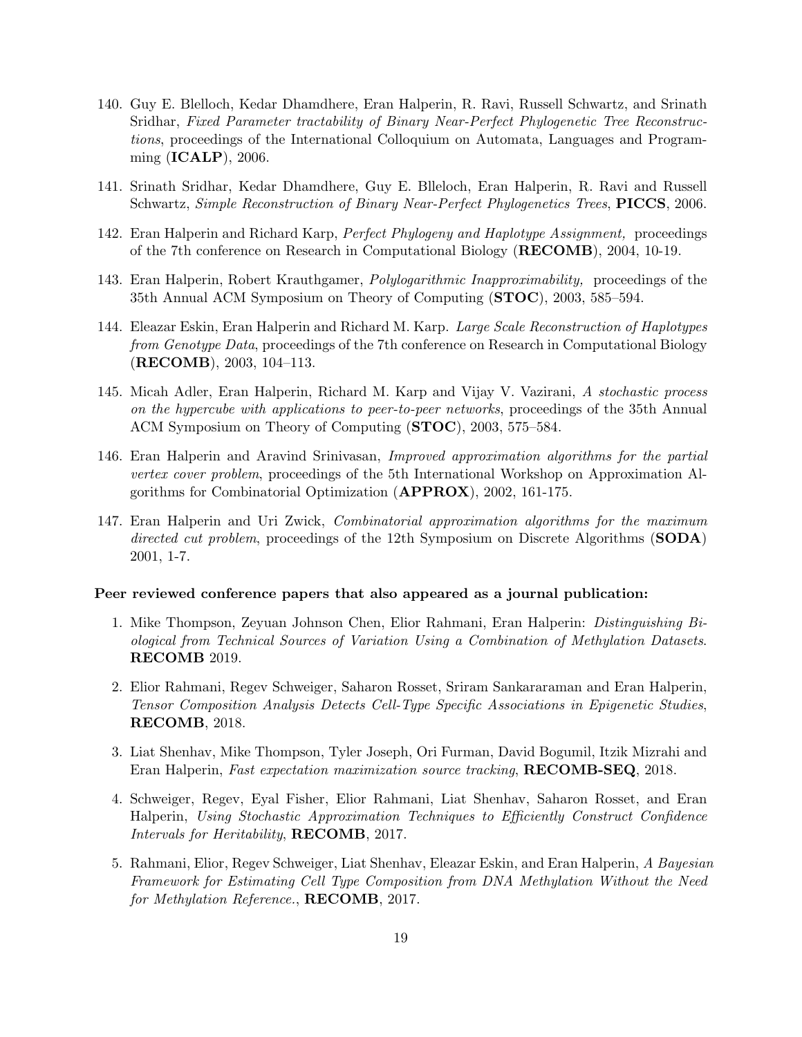140. Guy E. Blelloch, Kedar Dhamdhere, Eran Halperin, R. Ravi, Russell Schwartz, and Srinath Sridhar, *Fixed Parameter tractability of Binary Near-Perfect Phylogenetic Tree Reconstructions*, proceedings of the International Colloquium on Automata, Languages and Programming (**ICALP**), 2006.

141. Srinath Sridhar, Kedar Dhamdhere, Guy E. Blleloch, Eran Halperin, R. Ravi and Russell Schwartz, *Simple Reconstruction of Binary Near-Perfect Phylogenetics Trees*, **PICCS**, 2006.

142. Eran Halperin and Richard Karp, *Perfect Phylogeny and Haplotype Assignment,* proceedings of the 7th conference on Research in Computational Biology (**RECOMB**), 2004, 10-19.

143. Eran Halperin, Robert Krauthgamer, *Polylogarithmic Inapproximability,* proceedings of the 35th Annual ACM Symposium on Theory of Computing (**STOC**), 2003, 585–594.

144. Eleazar Eskin, Eran Halperin and Richard M. Karp. *Large Scale Reconstruction of Haplotypes from Genotype Data*, proceedings of the 7th conference on Research in Computational Biology (**RECOMB**), 2003, 104–113.

145. Micah Adler, Eran Halperin, Richard M. Karp and Vijay V. Vazirani, *A stochastic process on the hypercube with applications to peer-to-peer networks*, proceedings of the 35th Annual ACM Symposium on Theory of Computing (**STOC**), 2003, 575–584.

146. Eran Halperin and Aravind Srinivasan, *Improved approximation algorithms for the partial vertex cover problem*, proceedings of the 5th International Workshop on Approximation Algorithms for Combinatorial Optimization (**APPROX**), 2002, 161-175.

147. Eran Halperin and Uri Zwick, *Combinatorial approximation algorithms for the maximum directed cut problem*, proceedings of the 12th Symposium on Discrete Algorithms (**SODA**) 2001, 1-7.

**Peer reviewed conference papers that also appeared as a journal publication:**

1. Mike Thompson, Zeyuan Johnson Chen, Elior Rahmani, Eran Halperin: *Distinguishing Biological from Technical Sources of Variation Using a Combination of Methylation Datasets*. **RECOMB** 2019.

2. Elior Rahmani, Regev Schweiger, Saharon Rosset, Sriram Sankararaman and Eran Halperin, *Tensor Composition Analysis Detects Cell-Type Specific Associations in Epigenetic Studies*, **RECOMB**, 2018.

3. Liat Shenhav, Mike Thompson, Tyler Joseph, Ori Furman, David Bogumil, Itzik Mizrahi and Eran Halperin, *Fast expectation maximization source tracking*, **RECOMB-SEQ**, 2018.

4. Schweiger, Regev, Eyal Fisher, Elior Rahmani, Liat Shenhav, Saharon Rosset, and Eran Halperin, *Using Stochastic Approximation Techniques to Efficiently Construct Confidence Intervals for Heritability*, **RECOMB**, 2017.

5. Rahmani, Elior, Regev Schweiger, Liat Shenhav, Eleazar Eskin, and Eran Halperin, *A Bayesian Framework for Estimating Cell Type Composition from DNA Methylation Without the Need for Methylation Reference.*, **RECOMB**, 2017.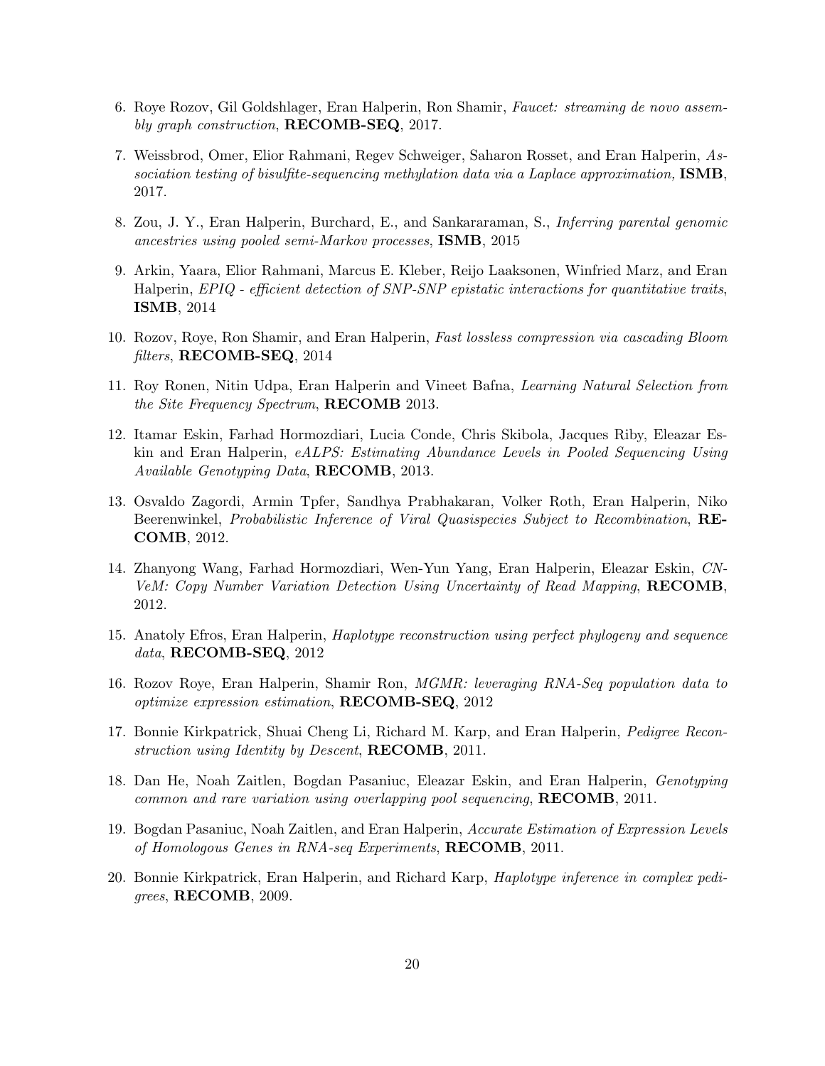6. Roye Rozov, Gil Goldshlager, Eran Halperin, Ron Shamir, *Faucet: streaming de novo assembly graph construction*, **RECOMB-SEQ**, 2017.

7. Weissbrod, Omer, Elior Rahmani, Regev Schweiger, Saharon Rosset, and Eran Halperin, *Association testing of bisulfite-sequencing methylation data via a Laplace approximation,* **ISMB**, 2017.

8. Zou, J. Y., Eran Halperin, Burchard, E., and Sankararaman, S., *Inferring parental genomic ancestries using pooled semi-Markov processes*, **ISMB**, 2015

9. Arkin, Yaara, Elior Rahmani, Marcus E. Kleber, Reijo Laaksonen, Winfried Marz, and Eran Halperin, *EPIQ - efficient detection of SNP-SNP epistatic interactions for quantitative traits*, **ISMB**, 2014

10. Rozov, Roye, Ron Shamir, and Eran Halperin, *Fast lossless compression via cascading Bloom filters*, **RECOMB-SEQ**, 2014

11. Roy Ronen, Nitin Udpa, Eran Halperin and Vineet Bafna, *Learning Natural Selection from the Site Frequency Spectrum*, **RECOMB** 2013.

12. Itamar Eskin, Farhad Hormozdiari, Lucia Conde, Chris Skibola, Jacques Riby, Eleazar Eskin and Eran Halperin, *eALPS: Estimating Abundance Levels in Pooled Sequencing Using Available Genotyping Data*, **RECOMB**, 2013.

13. Osvaldo Zagordi, Armin Tpfer, Sandhya Prabhakaran, Volker Roth, Eran Halperin, Niko Beerenwinkel, *Probabilistic Inference of Viral Quasispecies Subject to Recombination*, **RECOMB**, 2012.

14. Zhanyong Wang, Farhad Hormozdiari, Wen-Yun Yang, Eran Halperin, Eleazar Eskin, *CNVeM: Copy Number Variation Detection Using Uncertainty of Read Mapping*, **RECOMB**, 2012.

15. Anatoly Efros, Eran Halperin, *Haplotype reconstruction using perfect phylogeny and sequence data*, **RECOMB-SEQ**, 2012

16. Rozov Roye, Eran Halperin, Shamir Ron, *MGMR: leveraging RNA-Seq population data to optimize expression estimation*, **RECOMB-SEQ**, 2012

17. Bonnie Kirkpatrick, Shuai Cheng Li, Richard M. Karp, and Eran Halperin, *Pedigree Reconstruction using Identity by Descent*, **RECOMB**, 2011.

18. Dan He, Noah Zaitlen, Bogdan Pasaniuc, Eleazar Eskin, and Eran Halperin, *Genotyping common and rare variation using overlapping pool sequencing*, **RECOMB**, 2011.

19. Bogdan Pasaniuc, Noah Zaitlen, and Eran Halperin, *Accurate Estimation of Expression Levels of Homologous Genes in RNA-seq Experiments*, **RECOMB**, 2011.

20. Bonnie Kirkpatrick, Eran Halperin, and Richard Karp, *Haplotype inference in complex pedigrees*, **RECOMB**, 2009.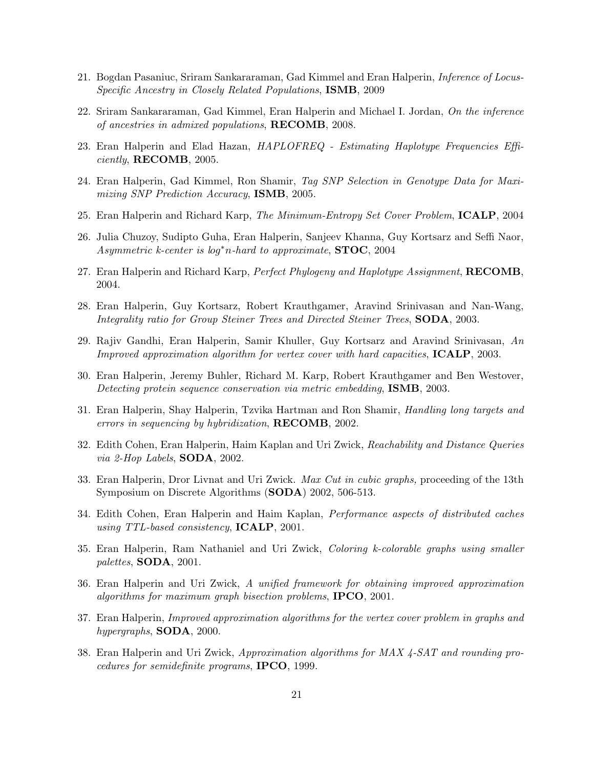21. Bogdan Pasaniuc, Sriram Sankararaman, Gad Kimmel and Eran Halperin, *Inference of Locus-Specific Ancestry in Closely Related Populations*, **ISMB**, 2009

22. Sriram Sankararaman, Gad Kimmel, Eran Halperin and Michael I. Jordan, *On the inference of ancestries in admixed populations*, **RECOMB**, 2008.

23. Eran Halperin and Elad Hazan, *HAPLOFREQ - Estimating Haplotype Frequencies Efficiently*, **RECOMB**, 2005.

24. Eran Halperin, Gad Kimmel, Ron Shamir, *Tag SNP Selection in Genotype Data for Maximizing SNP Prediction Accuracy*, **ISMB**, 2005.

25. Eran Halperin and Richard Karp, *The Minimum-Entropy Set Cover Problem*, **ICALP**, 2004

26. Julia Chuzoy, Sudipto Guha, Eran Halperin, Sanjeev Khanna, Guy Kortsarz and Seffi Naor, *Asymmetric k-center is* $\log^* n$*-hard to approximate*, **STOC**, 2004

27. Eran Halperin and Richard Karp, *Perfect Phylogeny and Haplotype Assignment*, **RECOMB**, 2004.

28. Eran Halperin, Guy Kortsarz, Robert Krauthgamer, Aravind Srinivasan and Nan-Wang, *Integrality ratio for Group Steiner Trees and Directed Steiner Trees*, **SODA**, 2003.

29. Rajiv Gandhi, Eran Halperin, Samir Khuller, Guy Kortsarz and Aravind Srinivasan, *An Improved approximation algorithm for vertex cover with hard capacities*, **ICALP**, 2003.

30. Eran Halperin, Jeremy Buhler, Richard M. Karp, Robert Krauthgamer and Ben Westover, *Detecting protein sequence conservation via metric embedding*, **ISMB**, 2003.

31. Eran Halperin, Shay Halperin, Tzvika Hartman and Ron Shamir, *Handling long targets and errors in sequencing by hybridization*, **RECOMB**, 2002.

32. Edith Cohen, Eran Halperin, Haim Kaplan and Uri Zwick, *Reachability and Distance Queries via 2-Hop Labels*, **SODA**, 2002.

33. Eran Halperin, Dror Livnat and Uri Zwick. *Max Cut in cubic graphs,* proceeding of the 13th Symposium on Discrete Algorithms (**SODA**) 2002, 506-513.

34. Edith Cohen, Eran Halperin and Haim Kaplan, *Performance aspects of distributed caches using TTL-based consistency*, **ICALP**, 2001.

35. Eran Halperin, Ram Nathaniel and Uri Zwick, *Coloring k-colorable graphs using smaller palettes*, **SODA**, 2001.

36. Eran Halperin and Uri Zwick, *A unified framework for obtaining improved approximation algorithms for maximum graph bisection problems*, **IPCO**, 2001.

37. Eran Halperin, *Improved approximation algorithms for the vertex cover problem in graphs and hypergraphs*, **SODA**, 2000.

38. Eran Halperin and Uri Zwick, *Approximation algorithms for MAX 4-SAT and rounding procedures for semidefinite programs*, **IPCO**, 1999.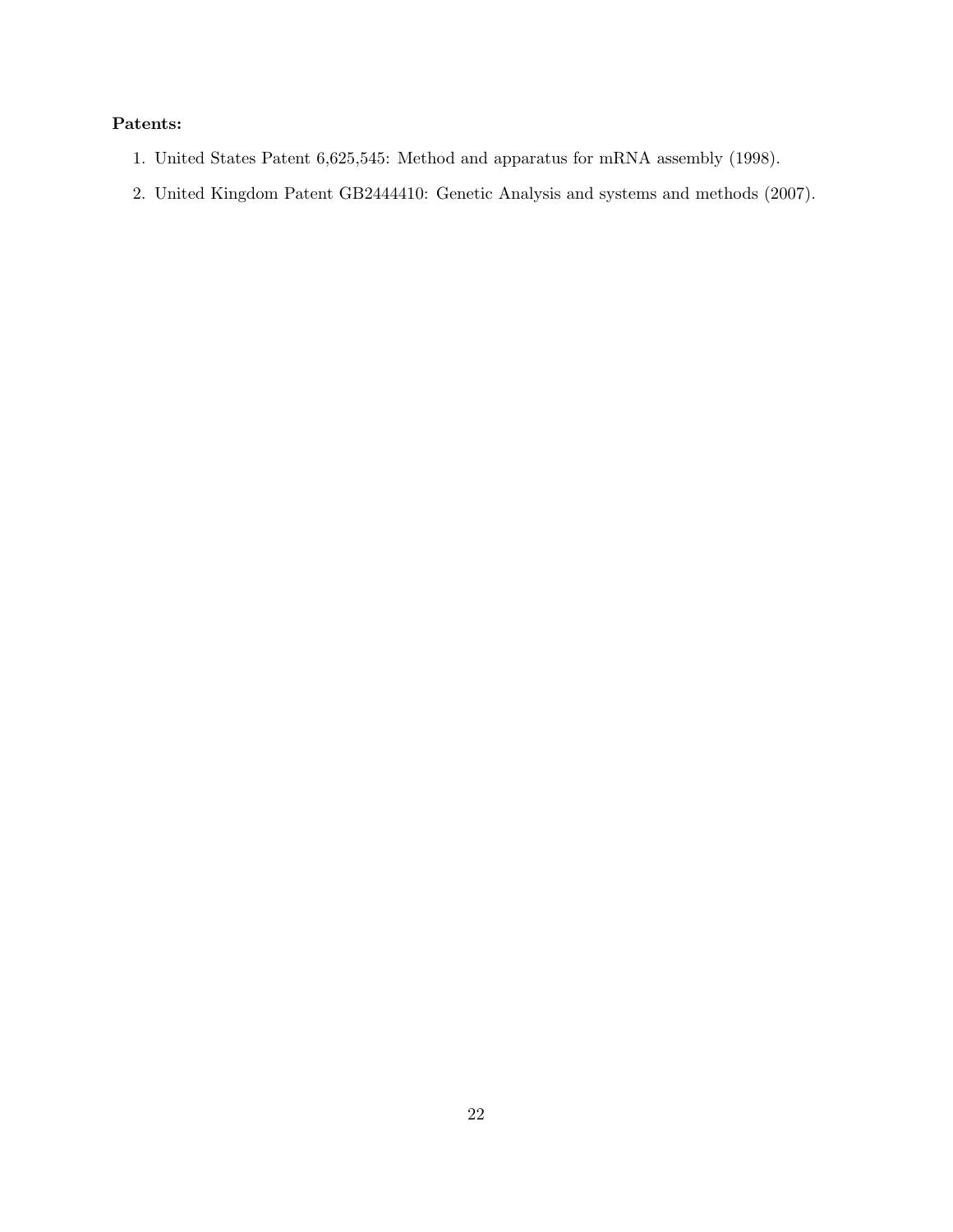**Patents:**

1. United States Patent 6,625,545: Method and apparatus for mRNA assembly (1998).
2. United Kingdom Patent GB2444410: Genetic Analysis and systems and methods (2007).